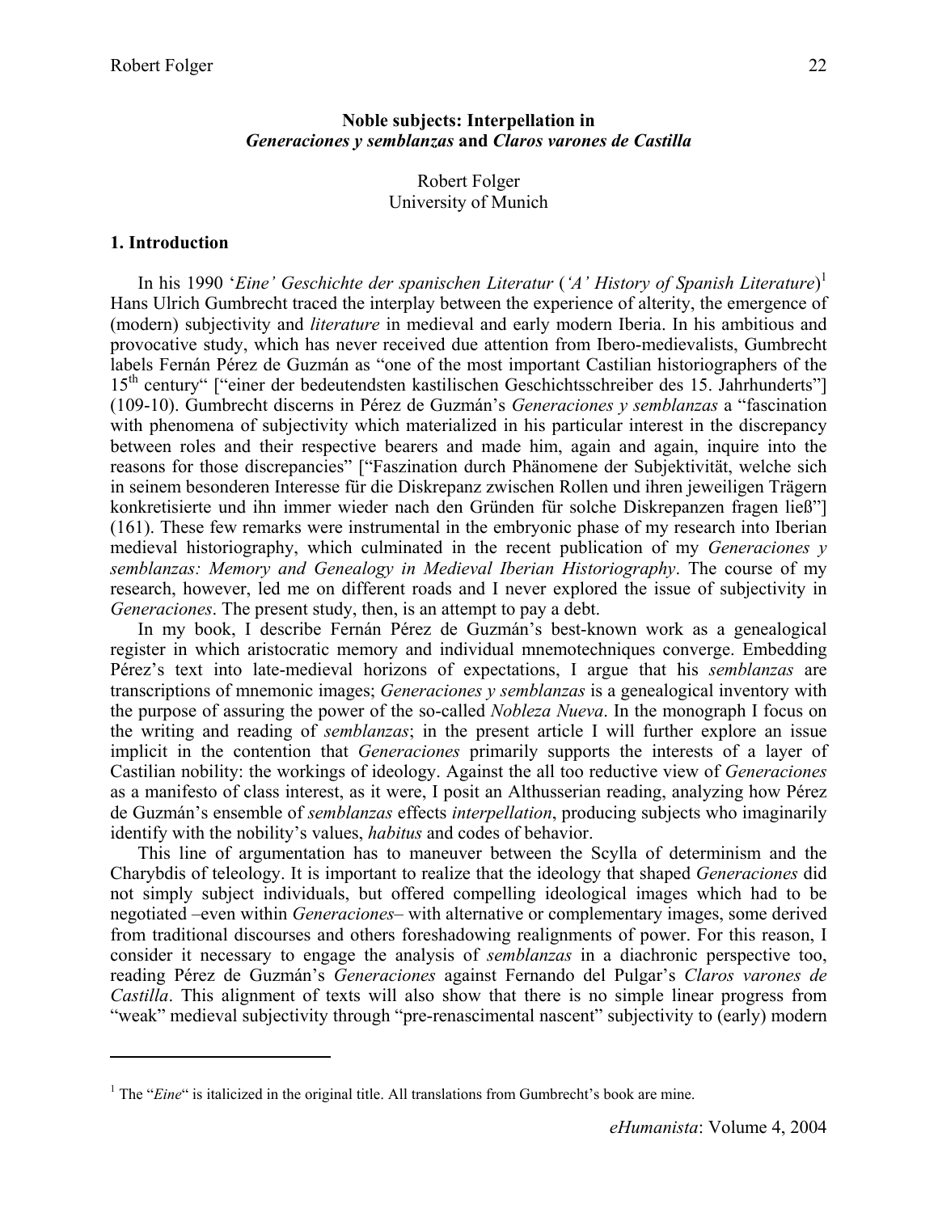# **Noble subjects: Interpellation in *Generaciones y semblanzas* and *Claros varones de Castilla***

Robert Folger
University of Munich

## **1. Introduction**

In his 1990 '*Eine*' *Geschichte der spanischen Literatur* (*'A' History of Spanish Literature*)[1] Hans Ulrich Gumbrecht traced the interplay between the experience of alterity, the emergence of (modern) subjectivity and *literature* in medieval and early modern Iberia. In his ambitious and provocative study, which has never received due attention from Ibero-medievalists, Gumbrecht labels Fernán Pérez de Guzmán as "one of the most important Castilian historiographers of the 15th century" ["einer der bedeutendsten kastilischen Geschichtsschreiber des 15. Jahrhunderts"] (109-10). Gumbrecht discerns in Pérez de Guzmán's *Generaciones y semblanzas* a "fascination with phenomena of subjectivity which materialized in his particular interest in the discrepancy between roles and their respective bearers and made him, again and again, inquire into the reasons for those discrepancies" ["Faszination durch Phänomene der Subjektivität, welche sich in seinem besonderen Interesse für die Diskrepanz zwischen Rollen und ihren jeweiligen Trägern konkretisierte und ihn immer wieder nach den Gründen für solche Diskrepanzen fragen ließ"] (161). These few remarks were instrumental in the embryonic phase of my research into Iberian medieval historiography, which culminated in the recent publication of my *Generaciones y semblanzas: Memory and Genealogy in Medieval Iberian Historiography*. The course of my research, however, led me on different roads and I never explored the issue of subjectivity in *Generaciones*. The present study, then, is an attempt to pay a debt.

In my book, I describe Fernán Pérez de Guzmán's best-known work as a genealogical register in which aristocratic memory and individual mnemotechniques converge. Embedding Pérez's text into late-medieval horizons of expectations, I argue that his *semblanzas* are transcriptions of mnemonic images; *Generaciones y semblanzas* is a genealogical inventory with the purpose of assuring the power of the so-called *Nobleza Nueva*. In the monograph I focus on the writing and reading of *semblanzas*; in the present article I will further explore an issue implicit in the contention that *Generaciones* primarily supports the interests of a layer of Castilian nobility: the workings of ideology. Against the all too reductive view of *Generaciones* as a manifesto of class interest, as it were, I posit an Althusserian reading, analyzing how Pérez de Guzmán's ensemble of *semblanzas* effects *interpellation*, producing subjects who imaginarily identify with the nobility's values, *habitus* and codes of behavior.

This line of argumentation has to maneuver between the Scylla of determinism and the Charybdis of teleology. It is important to realize that the ideology that shaped *Generaciones* did not simply subject individuals, but offered compelling ideological images which had to be negotiated –even within *Generaciones*– with alternative or complementary images, some derived from traditional discourses and others foreshadowing realignments of power. For this reason, I consider it necessary to engage the analysis of *semblanzas* in a diachronic perspective too, reading Pérez de Guzmán's *Generaciones* against Fernando del Pulgar's *Claros varones de Castilla*. This alignment of texts will also show that there is no simple linear progress from "weak" medieval subjectivity through "pre-renascimental nascent" subjectivity to (early) modern

---

[1] The "*Eine*" is italicized in the original title. All translations from Gumbrecht's book are mine.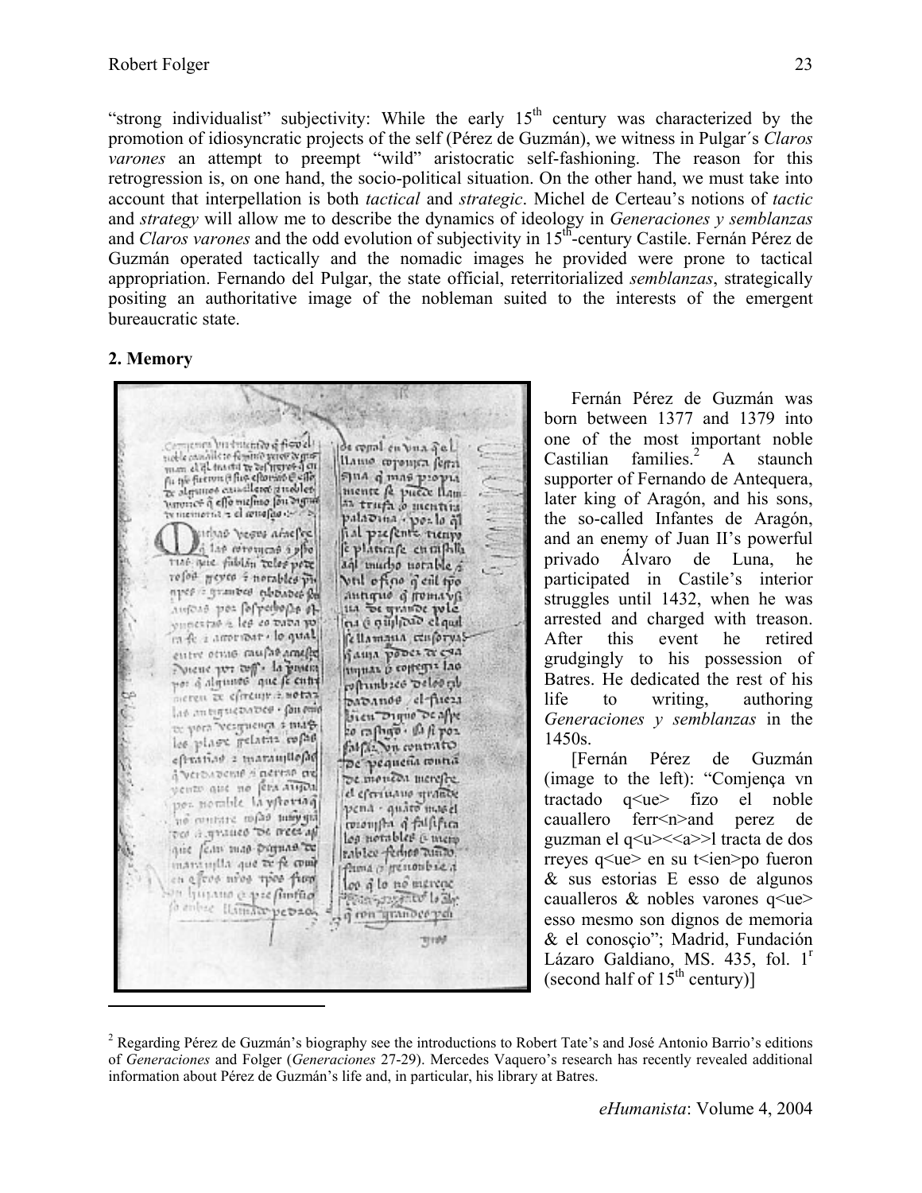"strong individualist" subjectivity: While the early 15th century was characterized by the promotion of idiosyncratic projects of the self (Pérez de Guzmán), we witness in Pulgar´s *Claros varones* an attempt to preempt "wild" aristocratic self-fashioning. The reason for this retrogression is, on one hand, the socio-political situation. On the other hand, we must take into account that interpellation is both *tactical* and *strategic*. Michel de Certeau's notions of *tactic* and *strategy* will allow me to describe the dynamics of ideology in *Generaciones y semblanzas* and *Claros varones* and the odd evolution of subjectivity in 15th-century Castile. Fernán Pérez de Guzmán operated tactically and the nomadic images he provided were prone to tactical appropriation. Fernando del Pulgar, the state official, reterritorialized *semblanzas*, strategically positing an authoritative image of the nobleman suited to the interests of the emergent bureaucratic state.

## 2. Memory

Fernán Pérez de Guzmán was born between 1377 and 1379 into one of the most important noble Castilian families.[2] A staunch supporter of Fernando de Antequera, later king of Aragón, and his sons, the so-called Infantes de Aragón, and an enemy of Juan II's powerful privado Álvaro de Luna, he participated in Castile's interior struggles until 1432, when he was arrested and charged with treason. After this event he retired grudgingly to his possession of Batres. He dedicated the rest of his life to writing, authoring *Generaciones y semblanzas* in the 1450s.

[Fernán Pérez de Guzmán (image to the left): "Comjença vn tractado q<ue> fizo el noble cauallero ferr<n>and perez de guzman el q<u><<a>>l tracta de dos rreyes q<ue> en su t<ien>po fueron & sus estorias E esso de algunos caualleros & nobles varones q<ue> esso mesmo son dignos de memoria & el conosçio"; Madrid, Fundación Lázaro Galdiano, MS. 435, fol. 1r (second half of 15th century)]

---

[2] Regarding Pérez de Guzmán's biography see the introductions to Robert Tate's and José Antonio Barrio's editions of *Generaciones* and Folger (*Generaciones* 27-29). Mercedes Vaquero's research has recently revealed additional information about Pérez de Guzmán's life and, in particular, his library at Batres.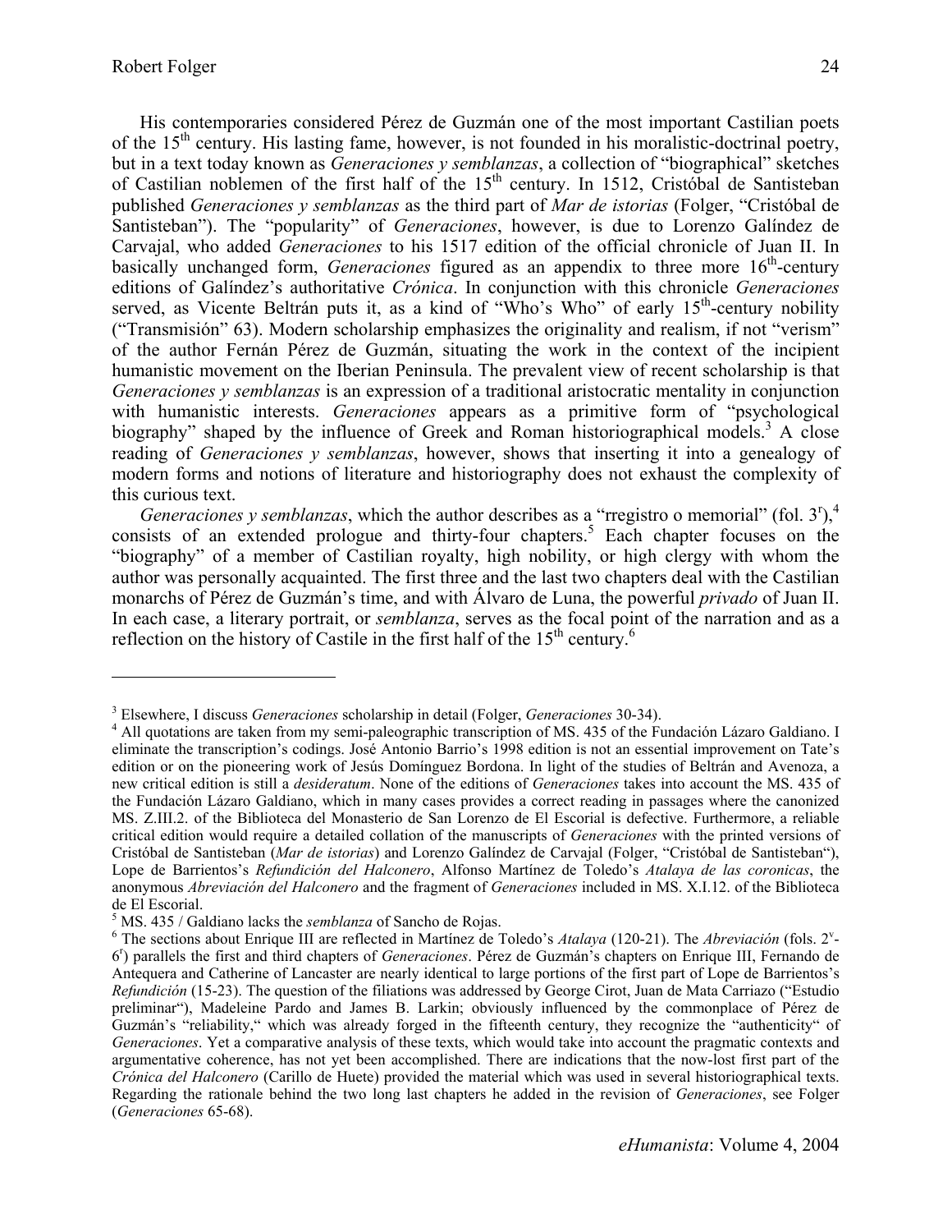His contemporaries considered Pérez de Guzmán one of the most important Castilian poets of the 15th century. His lasting fame, however, is not founded in his moralistic-doctrinal poetry, but in a text today known as *Generaciones y semblanzas*, a collection of "biographical" sketches of Castilian noblemen of the first half of the 15th century. In 1512, Cristóbal de Santisteban published *Generaciones y semblanzas* as the third part of *Mar de istorias* (Folger, "Cristóbal de Santisteban"). The "popularity" of *Generaciones*, however, is due to Lorenzo Galíndez de Carvajal, who added *Generaciones* to his 1517 edition of the official chronicle of Juan II. In basically unchanged form, *Generaciones* figured as an appendix to three more 16th-century editions of Galíndez's authoritative *Crónica*. In conjunction with this chronicle *Generaciones* served, as Vicente Beltrán puts it, as a kind of "Who's Who" of early 15th-century nobility ("Transmisión" 63). Modern scholarship emphasizes the originality and realism, if not "verism" of the author Fernán Pérez de Guzmán, situating the work in the context of the incipient humanistic movement on the Iberian Peninsula. The prevalent view of recent scholarship is that *Generaciones y semblanzas* is an expression of a traditional aristocratic mentality in conjunction with humanistic interests. *Generaciones* appears as a primitive form of "psychological biography" shaped by the influence of Greek and Roman historiographical models.[3] A close reading of *Generaciones y semblanzas*, however, shows that inserting it into a genealogy of modern forms and notions of literature and historiography does not exhaust the complexity of this curious text.

*Generaciones y semblanzas*, which the author describes as a "rregistro o memorial" (fol. 3r),[4] consists of an extended prologue and thirty-four chapters.[5] Each chapter focuses on the "biography" of a member of Castilian royalty, high nobility, or high clergy with whom the author was personally acquainted. The first three and the last two chapters deal with the Castilian monarchs of Pérez de Guzmán's time, and with Álvaro de Luna, the powerful *privado* of Juan II. In each case, a literary portrait, or *semblanza*, serves as the focal point of the narration and as a reflection on the history of Castile in the first half of the 15th century.[6]

---

[3] Elsewhere, I discuss *Generaciones* scholarship in detail (Folger, *Generaciones* 30-34).

[4] All quotations are taken from my semi-paleographic transcription of MS. 435 of the Fundación Lázaro Galdiano. I eliminate the transcription's codings. José Antonio Barrio's 1998 edition is not an essential improvement on Tate's edition or on the pioneering work of Jesús Domínguez Bordona. In light of the studies of Beltrán and Avenoza, a new critical edition is still a *desideratum*. None of the editions of *Generaciones* takes into account the MS. 435 of the Fundación Lázaro Galdiano, which in many cases provides a correct reading in passages where the canonized MS. Z.III.2. of the Biblioteca del Monasterio de San Lorenzo de El Escorial is defective. Furthermore, a reliable critical edition would require a detailed collation of the manuscripts of *Generaciones* with the printed versions of Cristóbal de Santisteban (*Mar de istorias*) and Lorenzo Galíndez de Carvajal (Folger, "Cristóbal de Santisteban"), Lope de Barrientos's *Refundición del Halconero*, Alfonso Martínez de Toledo's *Atalaya de las coronicas*, the anonymous *Abreviación del Halconero* and the fragment of *Generaciones* included in MS. X.I.12. of the Biblioteca de El Escorial.

[5] MS. 435 / Galdiano lacks the *semblanza* of Sancho de Rojas.

[6] The sections about Enrique III are reflected in Martínez de Toledo's *Atalaya* (120-21). The *Abreviación* (fols. 2v-6r) parallels the first and third chapters of *Generaciones*. Pérez de Guzmán's chapters on Enrique III, Fernando de Antequera and Catherine of Lancaster are nearly identical to large portions of the first part of Lope de Barrientos's *Refundición* (15-23). The question of the filiations was addressed by George Cirot, Juan de Mata Carriazo ("Estudio preliminar"), Madeleine Pardo and James B. Larkin; obviously influenced by the commonplace of Pérez de Guzmán's "reliability," which was already forged in the fifteenth century, they recognize the "authenticity" of *Generaciones*. Yet a comparative analysis of these texts, which would take into account the pragmatic contexts and argumentative coherence, has not yet been accomplished. There are indications that the now-lost first part of the *Crónica del Halconero* (Carillo de Huete) provided the material which was used in several historiographical texts. Regarding the rationale behind the two long last chapters he added in the revision of *Generaciones*, see Folger (*Generaciones* 65-68).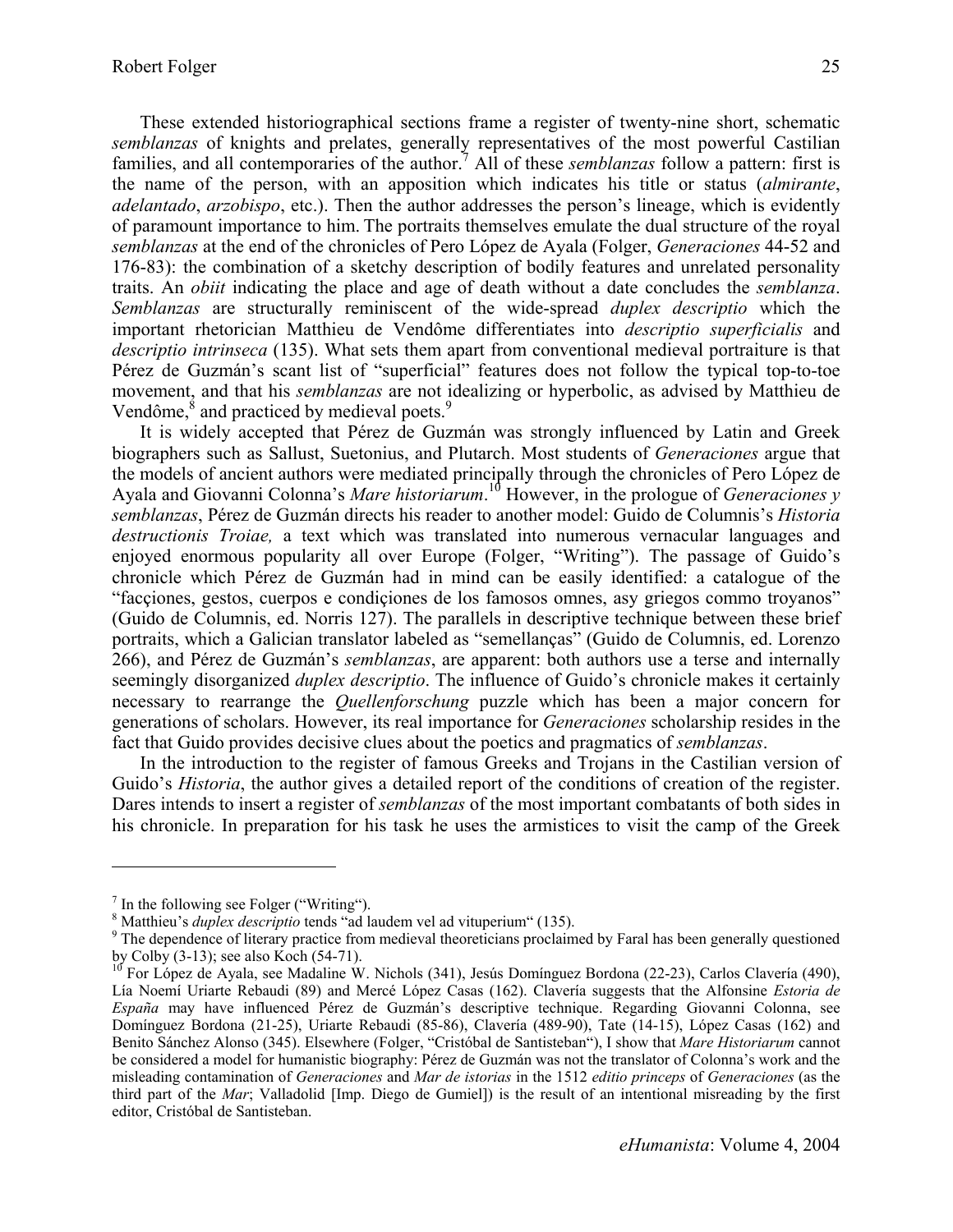These extended historiographical sections frame a register of twenty-nine short, schematic *semblanzas* of knights and prelates, generally representatives of the most powerful Castilian families, and all contemporaries of the author.[7] All of these *semblanzas* follow a pattern: first is the name of the person, with an apposition which indicates his title or status (*almirante*, *adelantado*, *arzobispo*, etc.). Then the author addresses the person's lineage, which is evidently of paramount importance to him. The portraits themselves emulate the dual structure of the royal *semblanzas* at the end of the chronicles of Pero López de Ayala (Folger, *Generaciones* 44-52 and 176-83): the combination of a sketchy description of bodily features and unrelated personality traits. An *obiit* indicating the place and age of death without a date concludes the *semblanza*. *Semblanzas* are structurally reminiscent of the wide-spread *duplex descriptio* which the important rhetorician Matthieu de Vendôme differentiates into *descriptio superficialis* and *descriptio intrinseca* (135). What sets them apart from conventional medieval portraiture is that Pérez de Guzmán's scant list of "superficial" features does not follow the typical top-to-toe movement, and that his *semblanzas* are not idealizing or hyperbolic, as advised by Matthieu de Vendôme,[8] and practiced by medieval poets.[9]

It is widely accepted that Pérez de Guzmán was strongly influenced by Latin and Greek biographers such as Sallust, Suetonius, and Plutarch. Most students of *Generaciones* argue that the models of ancient authors were mediated principally through the chronicles of Pero López de Ayala and Giovanni Colonna's *Mare historiarum*.[10] However, in the prologue of *Generaciones y semblanzas*, Pérez de Guzmán directs his reader to another model: Guido de Columnis's *Historia destructionis Troiae,* a text which was translated into numerous vernacular languages and enjoyed enormous popularity all over Europe (Folger, "Writing"). The passage of Guido's chronicle which Pérez de Guzmán had in mind can be easily identified: a catalogue of the "facçiones, gestos, cuerpos e condiçiones de los famosos omnes, asy griegos commo troyanos" (Guido de Columnis, ed. Norris 127). The parallels in descriptive technique between these brief portraits, which a Galician translator labeled as "semellanças" (Guido de Columnis, ed. Lorenzo 266), and Pérez de Guzmán's *semblanzas*, are apparent: both authors use a terse and internally seemingly disorganized *duplex descriptio*. The influence of Guido's chronicle makes it certainly necessary to rearrange the *Quellenforschung* puzzle which has been a major concern for generations of scholars. However, its real importance for *Generaciones* scholarship resides in the fact that Guido provides decisive clues about the poetics and pragmatics of *semblanzas*.

In the introduction to the register of famous Greeks and Trojans in the Castilian version of Guido's *Historia*, the author gives a detailed report of the conditions of creation of the register. Dares intends to insert a register of *semblanzas* of the most important combatants of both sides in his chronicle. In preparation for his task he uses the armistices to visit the camp of the Greek

---

[7] In the following see Folger ("Writing").

[8] Matthieu's *duplex descriptio* tends "ad laudem vel ad vituperium" (135).

[9] The dependence of literary practice from medieval theoreticians proclaimed by Faral has been generally questioned by Colby (3-13); see also Koch (54-71).

[10] For López de Ayala, see Madaline W. Nichols (341), Jesús Domínguez Bordona (22-23), Carlos Clavería (490), Lía Noemí Uriarte Rebaudi (89) and Mercé López Casas (162). Clavería suggests that the Alfonsine *Estoria de España* may have influenced Pérez de Guzmán's descriptive technique. Regarding Giovanni Colonna, see Domínguez Bordona (21-25), Uriarte Rebaudi (85-86), Clavería (489-90), Tate (14-15), López Casas (162) and Benito Sánchez Alonso (345). Elsewhere (Folger, "Cristóbal de Santisteban"), I show that *Mare Historiarum* cannot be considered a model for humanistic biography: Pérez de Guzmán was not the translator of Colonna's work and the misleading contamination of *Generaciones* and *Mar de istorias* in the 1512 *editio princeps* of *Generaciones* (as the third part of the *Mar*; Valladolid [Imp. Diego de Gumiel]) is the result of an intentional misreading by the first editor, Cristóbal de Santisteban.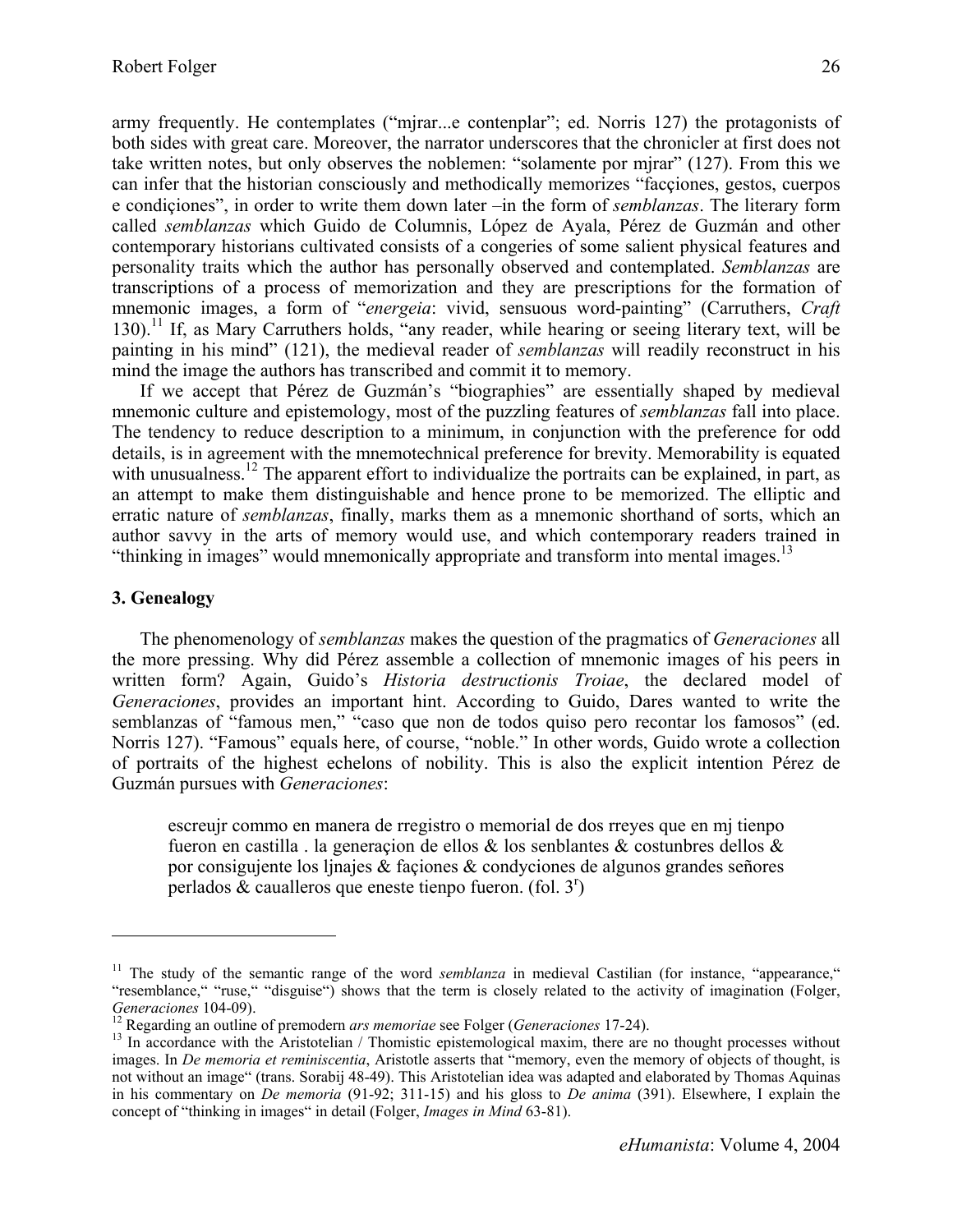army frequently. He contemplates ("mjrar...e contenplar"; ed. Norris 127) the protagonists of both sides with great care. Moreover, the narrator underscores that the chronicler at first does not take written notes, but only observes the noblemen: "solamente por mjrar" (127). From this we can infer that the historian consciously and methodically memorizes "facçiones, gestos, cuerpos e condiçiones", in order to write them down later –in the form of *semblanzas*. The literary form called *semblanzas* which Guido de Columnis, López de Ayala, Pérez de Guzmán and other contemporary historians cultivated consists of a congeries of some salient physical features and personality traits which the author has personally observed and contemplated. *Semblanzas* are transcriptions of a process of memorization and they are prescriptions for the formation of mnemonic images, a form of "*energeia*: vivid, sensuous word-painting" (Carruthers, *Craft* 130).[11] If, as Mary Carruthers holds, "any reader, while hearing or seeing literary text, will be painting in his mind" (121), the medieval reader of *semblanzas* will readily reconstruct in his mind the image the authors has transcribed and commit it to memory.

If we accept that Pérez de Guzmán's "biographies" are essentially shaped by medieval mnemonic culture and epistemology, most of the puzzling features of *semblanzas* fall into place. The tendency to reduce description to a minimum, in conjunction with the preference for odd details, is in agreement with the mnemotechnical preference for brevity. Memorability is equated with unusualness.[12] The apparent effort to individualize the portraits can be explained, in part, as an attempt to make them distinguishable and hence prone to be memorized. The elliptic and erratic nature of *semblanzas*, finally, marks them as a mnemonic shorthand of sorts, which an author savvy in the arts of memory would use, and which contemporary readers trained in "thinking in images" would mnemonically appropriate and transform into mental images.[13]

### 3. Genealogy

The phenomenology of *semblanzas* makes the question of the pragmatics of *Generaciones* all the more pressing. Why did Pérez assemble a collection of mnemonic images of his peers in written form? Again, Guido's *Historia destructionis Troiae*, the declared model of *Generaciones*, provides an important hint. According to Guido, Dares wanted to write the semblanzas of "famous men," "caso que non de todos quiso pero recontar los famosos" (ed. Norris 127). "Famous" equals here, of course, "noble." In other words, Guido wrote a collection of portraits of the highest echelons of nobility. This is also the explicit intention Pérez de Guzmán pursues with *Generaciones*:

> escreujr commo en manera de rregistro o memorial de dos rreyes que en mj tienpo fueron en castilla . la generaçion de ellos & los senblantes & costunbres dellos & por consigujente los ljnajes & façiones & condyciones de algunos grandes señores perlados & caualleros que eneste tienpo fueron. (fol. 3r)

---

[11] The study of the semantic range of the word *semblanza* in medieval Castilian (for instance, "appearance," "resemblance," "ruse," "disguise") shows that the term is closely related to the activity of imagination (Folger, *Generaciones* 104-09).

[12] Regarding an outline of premodern *ars memoriae* see Folger (*Generaciones* 17-24).

[13] In accordance with the Aristotelian / Thomistic epistemological maxim, there are no thought processes without images. In *De memoria et reminiscentia*, Aristotle asserts that "memory, even the memory of objects of thought, is not without an image" (trans. Sorabij 48-49). This Aristotelian idea was adapted and elaborated by Thomas Aquinas in his commentary on *De memoria* (91-92; 311-15) and his gloss to *De anima* (391). Elsewhere, I explain the concept of "thinking in images" in detail (Folger, *Images in Mind* 63-81).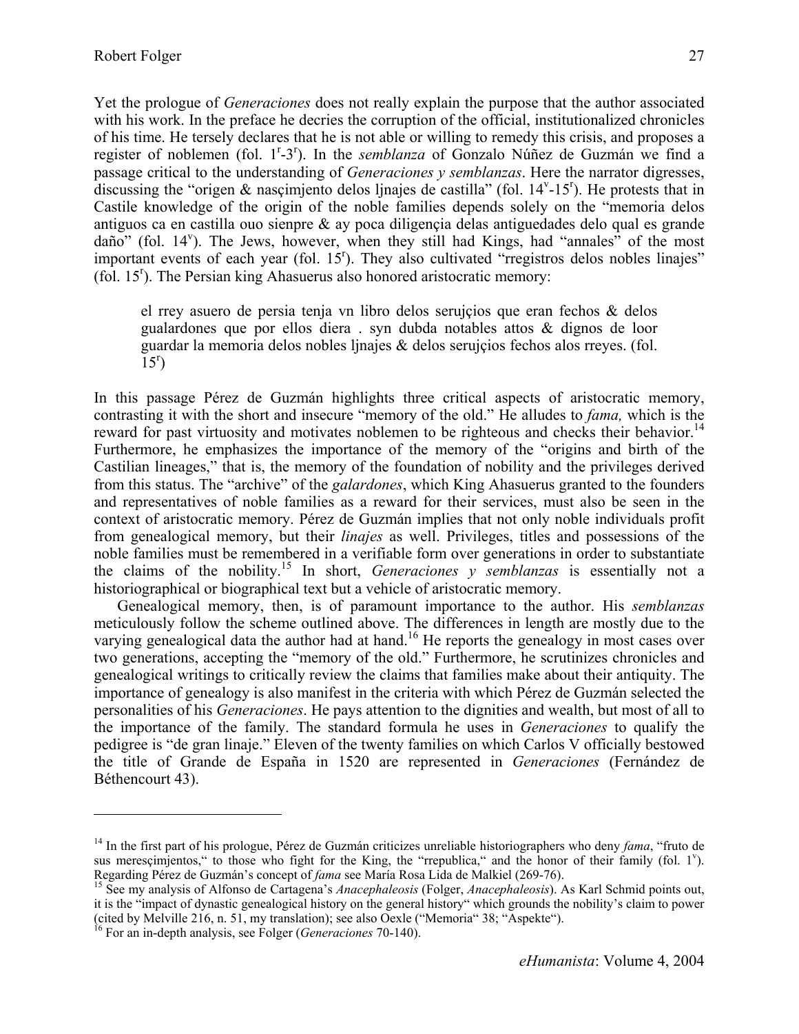Yet the prologue of *Generaciones* does not really explain the purpose that the author associated with his work. In the preface he decries the corruption of the official, institutionalized chronicles of his time. He tersely declares that he is not able or willing to remedy this crisis, and proposes a register of noblemen (fol. $1^r$-$3^r$). In the *semblanza* of Gonzalo Núñez de Guzmán we find a passage critical to the understanding of *Generaciones y semblanzas*. Here the narrator digresses, discussing the "origen & nasçimjento delos ljnajes de castilla" (fol. $14^v$-$15^r$). He protests that in Castile knowledge of the origin of the noble families depends solely on the "memoria delos antiguos ca en castilla ouo sienpre & ay poca diligençia delas antiguedades delo qual es grande daño" (fol. $14^v$). The Jews, however, when they still had Kings, had "annales" of the most important events of each year (fol. $15^r$). They also cultivated "rregistros delos nobles linajes" (fol. $15^r$). The Persian king Ahasuerus also honored aristocratic memory:

> el rrey asuero de persia tenja vn libro delos serujçios que eran fechos & delos gualardones que por ellos diera . syn dubda notables attos & dignos de loor guardar la memoria delos nobles ljnajes & delos serujçios fechos alos rreyes. (fol. $15^r$)

In this passage Pérez de Guzmán highlights three critical aspects of aristocratic memory, contrasting it with the short and insecure "memory of the old." He alludes to *fama,* which is the reward for past virtuosity and motivates noblemen to be righteous and checks their behavior.[14] Furthermore, he emphasizes the importance of the memory of the "origins and birth of the Castilian lineages," that is, the memory of the foundation of nobility and the privileges derived from this status. The "archive" of the *galardones*, which King Ahasuerus granted to the founders and representatives of noble families as a reward for their services, must also be seen in the context of aristocratic memory. Pérez de Guzmán implies that not only noble individuals profit from genealogical memory, but their *linajes* as well. Privileges, titles and possessions of the noble families must be remembered in a verifiable form over generations in order to substantiate the claims of the nobility.[15] In short, *Generaciones y semblanzas* is essentially not a historiographical or biographical text but a vehicle of aristocratic memory.

Genealogical memory, then, is of paramount importance to the author. His *semblanzas* meticulously follow the scheme outlined above. The differences in length are mostly due to the varying genealogical data the author had at hand.[16] He reports the genealogy in most cases over two generations, accepting the "memory of the old." Furthermore, he scrutinizes chronicles and genealogical writings to critically review the claims that families make about their antiquity. The importance of genealogy is also manifest in the criteria with which Pérez de Guzmán selected the personalities of his *Generaciones*. He pays attention to the dignities and wealth, but most of all to the importance of the family. The standard formula he uses in *Generaciones* to qualify the pedigree is "de gran linaje." Eleven of the twenty families on which Carlos V officially bestowed the title of Grande de España in 1520 are represented in *Generaciones* (Fernández de Béthencourt 43).

---

[14] In the first part of his prologue, Pérez de Guzmán criticizes unreliable historiographers who deny *fama*, "fruto de sus meresçimjentos," to those who fight for the King, the "rrepublica," and the honor of their family (fol. $1^v$). Regarding Pérez de Guzmán's concept of *fama* see María Rosa Lida de Malkiel (269-76).

[15] See my analysis of Alfonso de Cartagena's *Anacephaleosis* (Folger, *Anacephaleosis*). As Karl Schmid points out, it is the "impact of dynastic genealogical history on the general history" which grounds the nobility's claim to power (cited by Melville 216, n. 51, my translation); see also Oexle ("Memoria" 38; "Aspekte").

[16] For an in-depth analysis, see Folger (*Generaciones* 70-140).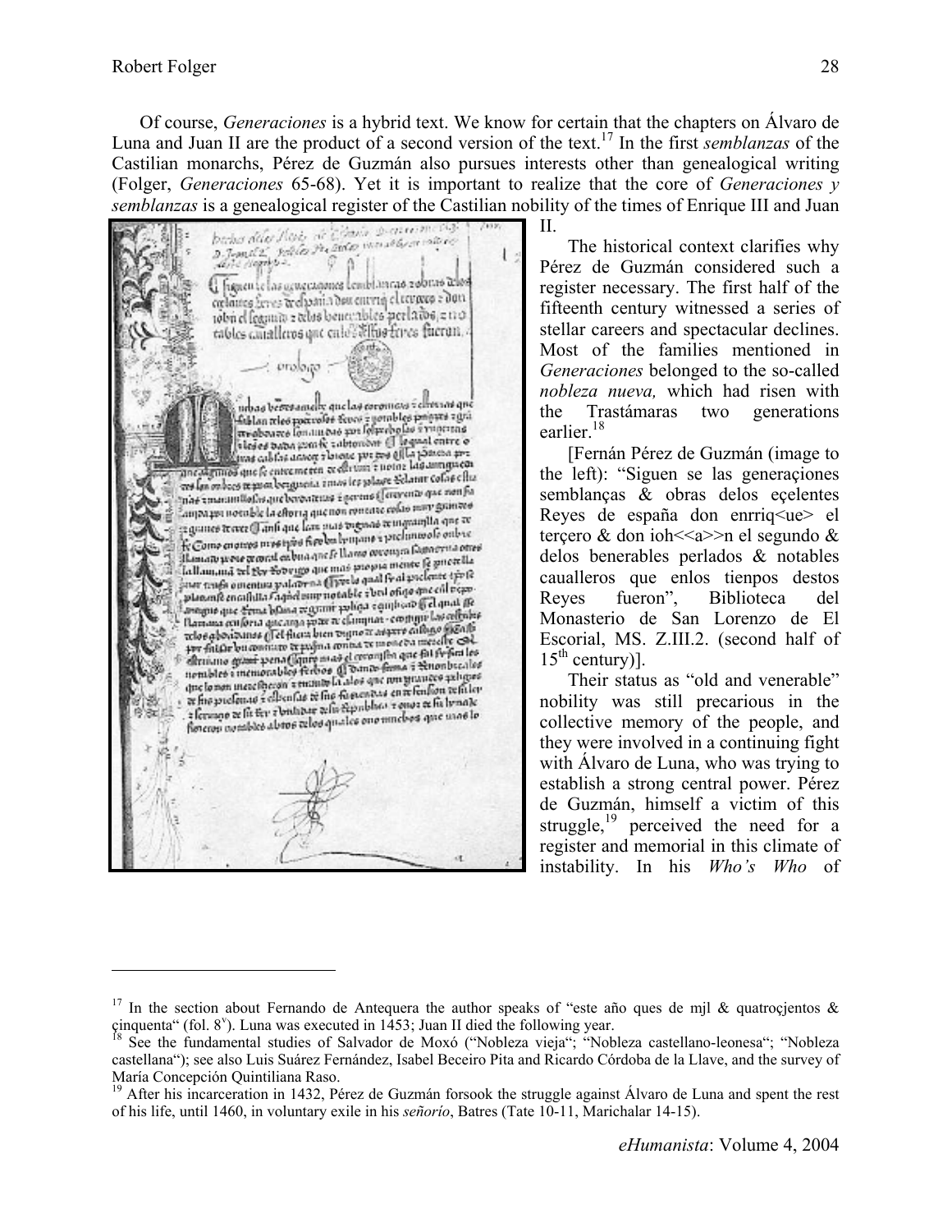Of course, *Generaciones* is a hybrid text. We know for certain that the chapters on Álvaro de Luna and Juan II are the product of a second version of the text.[17] In the first *semblanzas* of the Castilian monarchs, Pérez de Guzmán also pursues interests other than genealogical writing (Folger, *Generaciones* 65-68). Yet it is important to realize that the core of *Generaciones y semblanzas* is a genealogical register of the Castilian nobility of the times of Enrique III and Juan II.

The historical context clarifies why Pérez de Guzmán considered such a register necessary. The first half of the fifteenth century witnessed a series of stellar careers and spectacular declines. Most of the families mentioned in *Generaciones* belonged to the so-called *nobleza nueva,* which had risen with the Trastámaras two generations earlier.[18]

[Fernán Pérez de Guzmán (image to the left): "Siguen se las generaçiones semblanças & obras delos eçelentes Reyes de españa don enrriq<ue> el terçero & don ioh<<a>>n el segundo & delos benerables perlados & notables caualleros que enlos tienpos destos Reyes fueron", Biblioteca del Monasterio de San Lorenzo de El Escorial, MS. Z.III.2. (second half of 15th century)].

Their status as "old and venerable" nobility was still precarious in the collective memory of the people, and they were involved in a continuing fight with Álvaro de Luna, who was trying to establish a strong central power. Pérez de Guzmán, himself a victim of this struggle,[19] perceived the need for a register and memorial in this climate of instability. In his *Who's Who* of

---

[17] In the section about Fernando de Antequera the author speaks of "este año ques de mjl & quatroçjentos & çinquenta" (fol. 8v). Luna was executed in 1453; Juan II died the following year.

[18] See the fundamental studies of Salvador de Moxó ("Nobleza vieja"; "Nobleza castellano-leonesa"; "Nobleza castellana"); see also Luis Suárez Fernández, Isabel Beceiro Pita and Ricardo Córdoba de la Llave, and the survey of María Concepción Quintiliana Raso.

[19] After his incarceration in 1432, Pérez de Guzmán forsook the struggle against Álvaro de Luna and spent the rest of his life, until 1460, in voluntary exile in his *señorío*, Batres (Tate 10-11, Marichalar 14-15).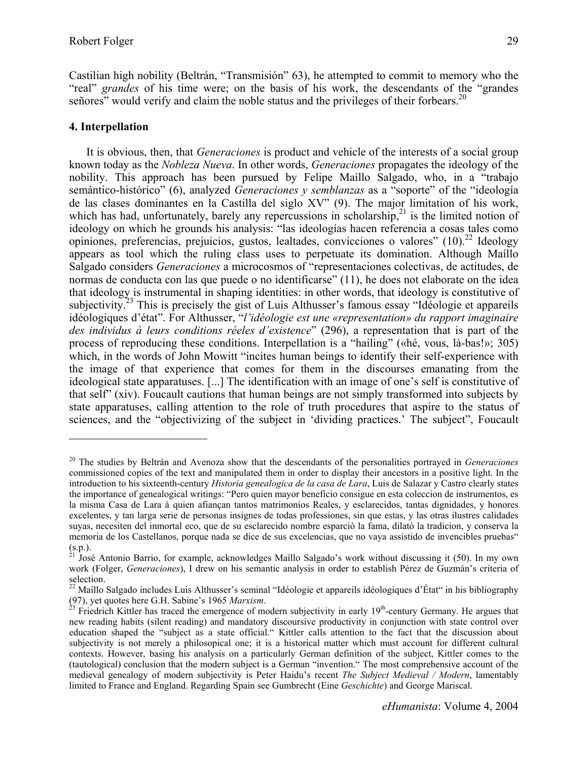Castilian high nobility (Beltrán, "Transmisión" 63), he attempted to commit to memory who the "real" *grandes* of his time were; on the basis of his work, the descendants of the "grandes señores" would verify and claim the noble status and the privileges of their forbears.[20]

### 4. Interpellation

It is obvious, then, that *Generaciones* is product and vehicle of the interests of a social group known today as the *Nobleza Nueva*. In other words, *Generaciones* propagates the ideology of the nobility. This approach has been pursued by Felipe Maíllo Salgado, who, in a "trabajo semántico-histórico" (6), analyzed *Generaciones y semblanzas* as a "soporte" of the "ideología de las clases dominantes en la Castilla del siglo XV" (9). The major limitation of his work, which has had, unfortunately, barely any repercussions in scholarship,[21] is the limited notion of ideology on which he grounds his analysis: "las ideologías hacen referencia a cosas tales como opiniones, preferencias, prejuicios, gustos, lealtades, convicciones o valores" (10).[22] Ideology appears as tool which the ruling class uses to perpetuate its domination. Although Maíllo Salgado considers *Generaciones* a microcosmos of "representaciones colectivas, de actitudes, de normas de conducta con las que puede o no identificarse" (11), he does not elaborate on the idea that ideology is instrumental in shaping identities: in other words, that ideology is constitutive of subjectivity.[23] This is precisely the gist of Luis Althusser's famous essay "Idéologie et appareils idéologiques d'état". For Althusser, "*l'idéologie est une «representation» du rapport imaginaire des individus à leurs conditions réeles d'existence*" (296), a representation that is part of the process of reproducing these conditions. Interpellation is a "hailing" («hé, vous, là-bas!»; 305) which, in the words of John Mowitt "incites human beings to identify their self-experience with the image of that experience that comes for them in the discourses emanating from the ideological state apparatuses. [...] The identification with an image of one's self is constitutive of that self" (xiv). Foucault cautions that human beings are not simply transformed into subjects by state apparatuses, calling attention to the role of truth procedures that aspire to the status of sciences, and the "objectivizing of the subject in 'dividing practices.' The subject", Foucault

---

[20] The studies by Beltrán and Avenoza show that the descendants of the personalities portrayed in *Generaciones* commissioned copies of the text and manipulated them in order to display their ancestors in a positive light. In the introduction to his sixteenth-century *Historia genealogica de la casa de Lara*, Luis de Salazar y Castro clearly states the importance of genealogical writings: "Pero quien mayor beneficio consigue en esta coleccion de instrumentos, es la misma Casa de Lara à quien afiançan tantos matrimonios Reales, y esclarecidos, tantas dignidades, y honores excelentes, y tan larga serie de personas insignes de todas professiones, sin que estas, y las otras ilustres calidades suyas, necesiten del inmortal eco, que de su esclarecido nombre esparciò la fama, dilatò la tradicion, y conserva la memoria de los Castellanos, porque nada se dice de sus excelencias, que no vaya assistido de invencibles pruebas" (s.p.).

[21] José Antonio Barrio, for example, acknowledges Maíllo Salgado's work without discussing it (50). In my own work (Folger, *Generaciones*), I drew on his semantic analysis in order to establish Pérez de Guzmán's criteria of selection.

[22] Maíllo Salgado includes Luis Althusser's seminal "Idéologie et appareils idéologiques d'État" in his bibliography (97), yet quotes here G.H. Sabine's 1965 *Marxism*.

[23] Friedrich Kittler has traced the emergence of modern subjectivity in early 19th-century Germany. He argues that new reading habits (silent reading) and mandatory discoursive productivity in conjunction with state control over education shaped the "subject as a state official." Kittler calls attention to the fact that the discussion about subjectivity is not merely a philosophical one; it is a historical matter which must account for different cultural contexts. However, basing his analysis on a particularly German definition of the subject, Kittler comes to the (tautological) conclusion that the modern subject is a German "invention." The most comprehensive account of the medieval genealogy of modern subjectivity is Peter Haidu's recent *The Subject Medieval / Modern*, lamentably limited to France and England. Regarding Spain see Gumbrecht (Eine *Geschichte*) and George Mariscal.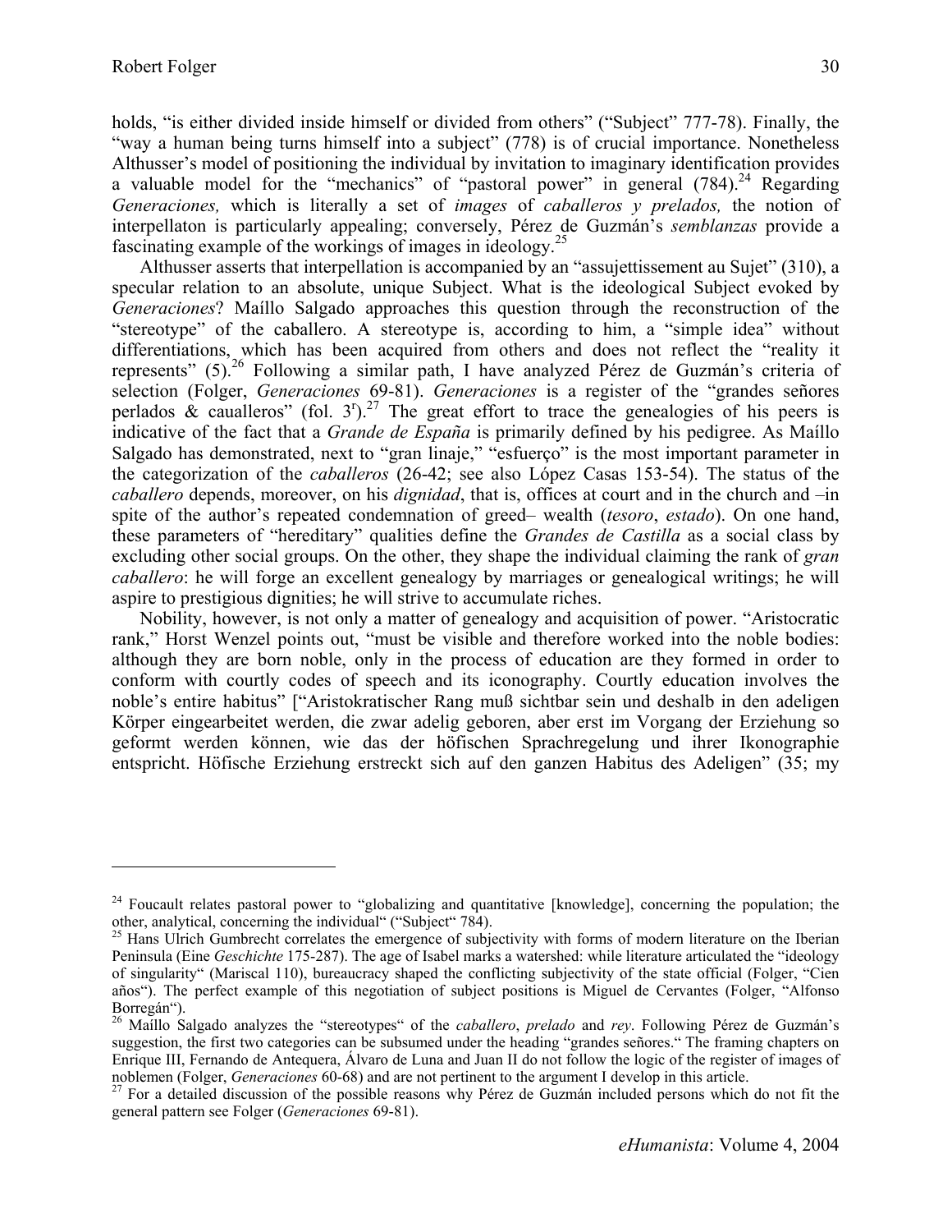holds, "is either divided inside himself or divided from others" ("Subject" 777-78). Finally, the "way a human being turns himself into a subject" (778) is of crucial importance. Nonetheless Althusser's model of positioning the individual by invitation to imaginary identification provides a valuable model for the "mechanics" of "pastoral power" in general (784).[24] Regarding *Generaciones,* which is literally a set of *images* of *caballeros y prelados,* the notion of interpellaton is particularly appealing; conversely, Pérez de Guzmán's *semblanzas* provide a fascinating example of the workings of images in ideology.[25]

Althusser asserts that interpellation is accompanied by an "assujettissement au Sujet" (310), a specular relation to an absolute, unique Subject. What is the ideological Subject evoked by *Generaciones*? Maíllo Salgado approaches this question through the reconstruction of the "stereotype" of the caballero. A stereotype is, according to him, a "simple idea" without differentiations, which has been acquired from others and does not reflect the "reality it represents" (5).[26] Following a similar path, I have analyzed Pérez de Guzmán's criteria of selection (Folger, *Generaciones* 69-81). *Generaciones* is a register of the "grandes señores perlados & caualleros" (fol. 3[r]).[27] The great effort to trace the genealogies of his peers is indicative of the fact that a *Grande de España* is primarily defined by his pedigree. As Maíllo Salgado has demonstrated, next to "gran linaje," "esfuerço" is the most important parameter in the categorization of the *caballeros* (26-42; see also López Casas 153-54). The status of the *caballero* depends, moreover, on his *dignidad*, that is, offices at court and in the church and –in spite of the author's repeated condemnation of greed– wealth (*tesoro*, *estado*). On one hand, these parameters of "hereditary" qualities define the *Grandes de Castilla* as a social class by excluding other social groups. On the other, they shape the individual claiming the rank of *gran caballero*: he will forge an excellent genealogy by marriages or genealogical writings; he will aspire to prestigious dignities; he will strive to accumulate riches.

Nobility, however, is not only a matter of genealogy and acquisition of power. "Aristocratic rank," Horst Wenzel points out, "must be visible and therefore worked into the noble bodies: although they are born noble, only in the process of education are they formed in order to conform with courtly codes of speech and its iconography. Courtly education involves the noble's entire habitus" ["Aristokratischer Rang muß sichtbar sein und deshalb in den adeligen Körper eingearbeitet werden, die zwar adelig geboren, aber erst im Vorgang der Erziehung so geformt werden können, wie das der höfischen Sprachregelung und ihrer Ikonographie entspricht. Höfische Erziehung erstreckt sich auf den ganzen Habitus des Adeligen" (35; my

---

[24] Foucault relates pastoral power to "globalizing and quantitative [knowledge], concerning the population; the other, analytical, concerning the individual" ("Subject" 784).

[25] Hans Ulrich Gumbrecht correlates the emergence of subjectivity with forms of modern literature on the Iberian Peninsula (Eine *Geschichte* 175-287). The age of Isabel marks a watershed: while literature articulated the "ideology of singularity" (Mariscal 110), bureaucracy shaped the conflicting subjectivity of the state official (Folger, "Cien años"). The perfect example of this negotiation of subject positions is Miguel de Cervantes (Folger, "Alfonso Borregán").

[26] Maíllo Salgado analyzes the "stereotypes" of the *caballero*, *prelado* and *rey*. Following Pérez de Guzmán's suggestion, the first two categories can be subsumed under the heading "grandes señores." The framing chapters on Enrique III, Fernando de Antequera, Álvaro de Luna and Juan II do not follow the logic of the register of images of noblemen (Folger, *Generaciones* 60-68) and are not pertinent to the argument I develop in this article.

[27] For a detailed discussion of the possible reasons why Pérez de Guzmán included persons which do not fit the general pattern see Folger (*Generaciones* 69-81).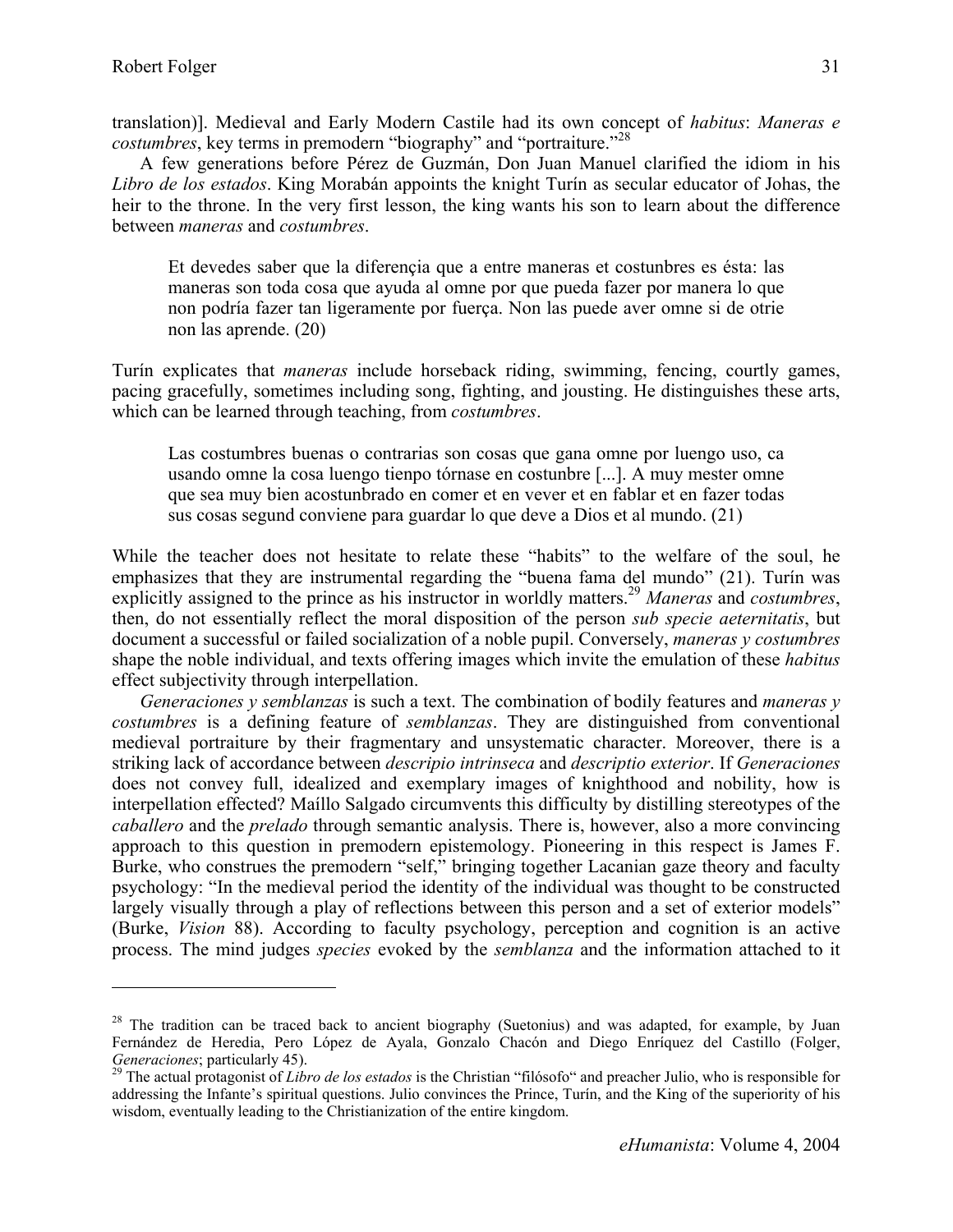translation)]. Medieval and Early Modern Castile had its own concept of *habitus*: *Maneras e costumbres*, key terms in premodern "biography" and "portraiture."[28]

A few generations before Pérez de Guzmán, Don Juan Manuel clarified the idiom in his *Libro de los estados*. King Morabán appoints the knight Turín as secular educator of Johas, the heir to the throne. In the very first lesson, the king wants his son to learn about the difference between *maneras* and *costumbres*.

> Et devedes saber que la diferençia que a entre maneras et costunbres es ésta: las maneras son toda cosa que ayuda al omne por que pueda fazer por manera lo que non podría fazer tan ligeramente por fuerça. Non las puede aver omne si de otrie non las aprende. (20)

Turín explicates that *maneras* include horseback riding, swimming, fencing, courtly games, pacing gracefully, sometimes including song, fighting, and jousting. He distinguishes these arts, which can be learned through teaching, from *costumbres*.

> Las costumbres buenas o contrarias son cosas que gana omne por luengo uso, ca usando omne la cosa luengo tienpo tórnase en costunbre [...]. A muy mester omne que sea muy bien acostunbrado en comer et en vever et en fablar et en fazer todas sus cosas segund conviene para guardar lo que deve a Dios et al mundo. (21)

While the teacher does not hesitate to relate these "habits" to the welfare of the soul, he emphasizes that they are instrumental regarding the "buena fama del mundo" (21). Turín was explicitly assigned to the prince as his instructor in worldly matters.[29] *Maneras* and *costumbres*, then, do not essentially reflect the moral disposition of the person *sub specie aeternitatis*, but document a successful or failed socialization of a noble pupil. Conversely, *maneras y costumbres* shape the noble individual, and texts offering images which invite the emulation of these *habitus* effect subjectivity through interpellation.

*Generaciones y semblanzas* is such a text. The combination of bodily features and *maneras y costumbres* is a defining feature of *semblanzas*. They are distinguished from conventional medieval portraiture by their fragmentary and unsystematic character. Moreover, there is a striking lack of accordance between *descripio intrinseca* and *descriptio exterior*. If *Generaciones* does not convey full, idealized and exemplary images of knighthood and nobility, how is interpellation effected? Maíllo Salgado circumvents this difficulty by distilling stereotypes of the *caballero* and the *prelado* through semantic analysis. There is, however, also a more convincing approach to this question in premodern epistemology. Pioneering in this respect is James F. Burke, who construes the premodern "self," bringing together Lacanian gaze theory and faculty psychology: "In the medieval period the identity of the individual was thought to be constructed largely visually through a play of reflections between this person and a set of exterior models" (Burke, *Vision* 88). According to faculty psychology, perception and cognition is an active process. The mind judges *species* evoked by the *semblanza* and the information attached to it

---

[28] The tradition can be traced back to ancient biography (Suetonius) and was adapted, for example, by Juan Fernández de Heredia, Pero López de Ayala, Gonzalo Chacón and Diego Enríquez del Castillo (Folger, *Generaciones*; particularly 45).

[29] The actual protagonist of *Libro de los estados* is the Christian "filósofo" and preacher Julio, who is responsible for addressing the Infante's spiritual questions. Julio convinces the Prince, Turín, and the King of the superiority of his wisdom, eventually leading to the Christianization of the entire kingdom.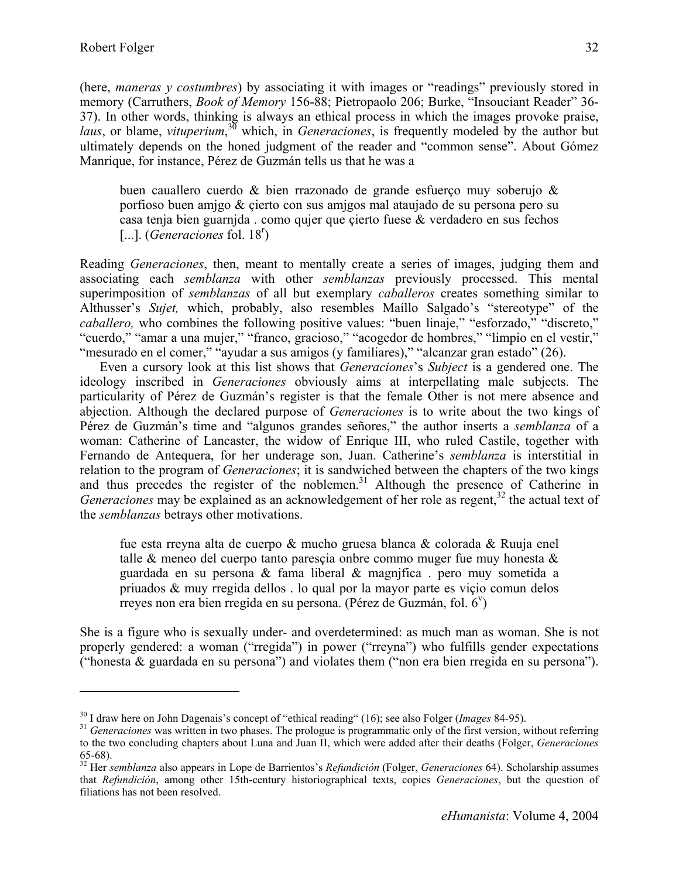(here, *maneras y costumbres*) by associating it with images or "readings" previously stored in memory (Carruthers, *Book of Memory* 156-88; Pietropaolo 206; Burke, "Insouciant Reader" 36-37). In other words, thinking is always an ethical process in which the images provoke praise, *laus*, or blame, *vituperium*,[30] which, in *Generaciones*, is frequently modeled by the author but ultimately depends on the honed judgment of the reader and "common sense". About Gómez Manrique, for instance, Pérez de Guzmán tells us that he was a

> buen cauallero cuerdo & bien rrazonado de grande esfuerço muy soberujo & porfioso buen amjgo & çierto con sus amjgos mal ataujado de su persona pero su casa tenja bien guarnjda . como qujer que çierto fuese & verdadero en sus fechos [...]. (*Generaciones* fol. 18r)

Reading *Generaciones*, then, meant to mentally create a series of images, judging them and associating each *semblanza* with other *semblanzas* previously processed. This mental superimposition of *semblanzas* of all but exemplary *caballeros* creates something similar to Althusser's *Sujet,* which, probably, also resembles Maíllo Salgado's "stereotype" of the *caballero,* who combines the following positive values: "buen linaje," "esforzado," "discreto," "cuerdo," "amar a una mujer," "franco, gracioso," "acogedor de hombres," "limpio en el vestir," "mesurado en el comer," "ayudar a sus amigos (y familiares)," "alcanzar gran estado" (26).

Even a cursory look at this list shows that *Generaciones*'s *Subject* is a gendered one. The ideology inscribed in *Generaciones* obviously aims at interpellating male subjects. The particularity of Pérez de Guzmán's register is that the female Other is not mere absence and abjection. Although the declared purpose of *Generaciones* is to write about the two kings of Pérez de Guzmán's time and "algunos grandes señores," the author inserts a *semblanza* of a woman: Catherine of Lancaster, the widow of Enrique III, who ruled Castile, together with Fernando de Antequera, for her underage son, Juan. Catherine's *semblanza* is interstitial in relation to the program of *Generaciones*; it is sandwiched between the chapters of the two kings and thus precedes the register of the noblemen.[31] Although the presence of Catherine in *Generaciones* may be explained as an acknowledgement of her role as regent,[32] the actual text of the *semblanzas* betrays other motivations.

> fue esta rreyna alta de cuerpo & mucho gruesa blanca & colorada & Ruuja enel talle & meneo del cuerpo tanto paresçia onbre commo muger fue muy honesta & guardada en su persona & fama liberal & magnjfica . pero muy sometida a priuados & muy rregida dellos . lo qual por la mayor parte es viçio comun delos rreyes non era bien rregida en su persona. (Pérez de Guzmán, fol. 6v)

She is a figure who is sexually under- and overdetermined: as much man as woman. She is not properly gendered: a woman ("rregida") in power ("rreyna") who fulfills gender expectations ("honesta & guardada en su persona") and violates them ("non era bien rregida en su persona").

---

[30] I draw here on John Dagenais's concept of "ethical reading" (16); see also Folger (*Images* 84-95).

[31] *Generaciones* was written in two phases. The prologue is programmatic only of the first version, without referring to the two concluding chapters about Luna and Juan II, which were added after their deaths (Folger, *Generaciones* 65-68).

[32] Her *semblanza* also appears in Lope de Barrientos's *Refundición* (Folger, *Generaciones* 64). Scholarship assumes that *Refundición*, among other 15th-century historiographical texts, copies *Generaciones*, but the question of filiations has not been resolved.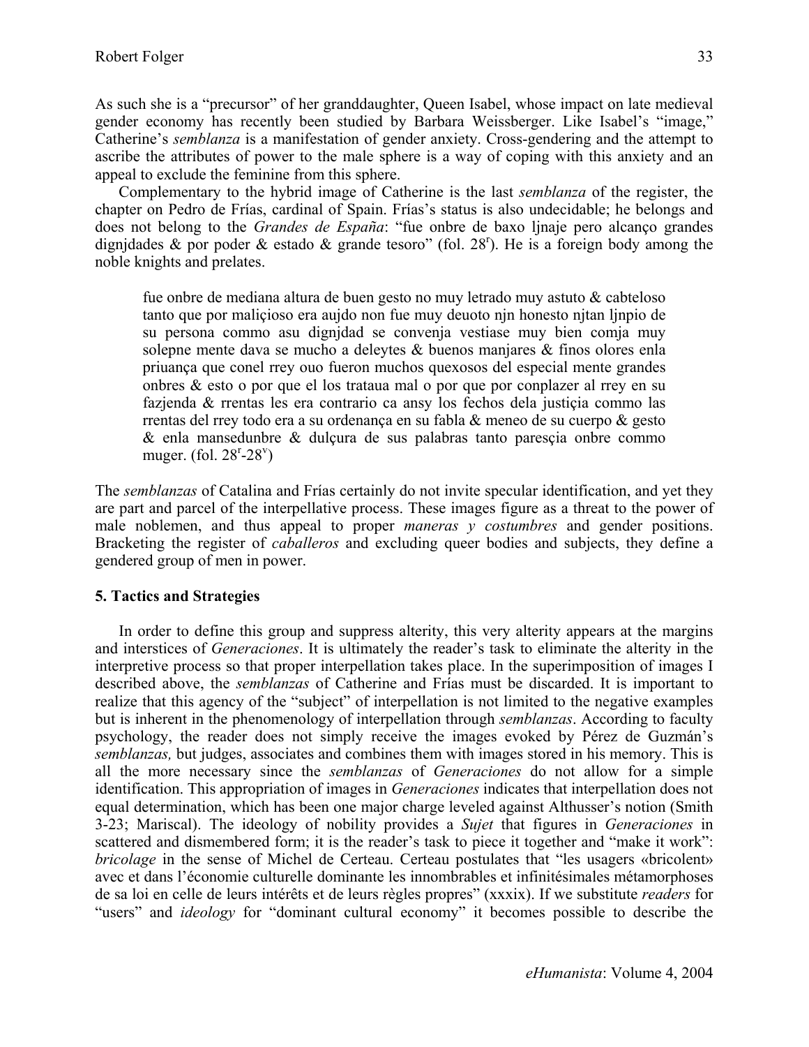As such she is a "precursor" of her granddaughter, Queen Isabel, whose impact on late medieval gender economy has recently been studied by Barbara Weissberger. Like Isabel's "image," Catherine's *semblanza* is a manifestation of gender anxiety. Cross-gendering and the attempt to ascribe the attributes of power to the male sphere is a way of coping with this anxiety and an appeal to exclude the feminine from this sphere.

Complementary to the hybrid image of Catherine is the last *semblanza* of the register, the chapter on Pedro de Frías, cardinal of Spain. Frías's status is also undecidable; he belongs and does not belong to the *Grandes de España*: "fue onbre de baxo ljnaje pero alcanço grandes dignjdades & por poder & estado & grande tesoro" (fol. 28r). He is a foreign body among the noble knights and prelates.

> fue onbre de mediana altura de buen gesto no muy letrado muy astuto & cabteloso tanto que por maliçioso era aujdo non fue muy deuoto njn honesto njtan ljnpio de su persona commo asu dignjdad se convenja vestiase muy bien comja muy solepne mente dava se mucho a deleytes & buenos manjares & finos olores enla priuança que conel rrey ouo fueron muchos quexosos del especial mente grandes onbres & esto o por que el los trataua mal o por que por conplazer al rrey en su fazjenda & rrentas les era contrario ca ansy los fechos dela justiçia commo las rrentas del rrey todo era a su ordenança en su fabla & meneo de su cuerpo & gesto & enla mansedunbre & dulçura de sus palabras tanto paresçia onbre commo muger. (fol. 28r-28v)

The *semblanzas* of Catalina and Frías certainly do not invite specular identification, and yet they are part and parcel of the interpellative process. These images figure as a threat to the power of male noblemen, and thus appeal to proper *maneras y costumbres* and gender positions. Bracketing the register of *caballeros* and excluding queer bodies and subjects, they define a gendered group of men in power.

## 5. Tactics and Strategies

In order to define this group and suppress alterity, this very alterity appears at the margins and interstices of *Generaciones*. It is ultimately the reader's task to eliminate the alterity in the interpretive process so that proper interpellation takes place. In the superimposition of images I described above, the *semblanzas* of Catherine and Frías must be discarded. It is important to realize that this agency of the "subject" of interpellation is not limited to the negative examples but is inherent in the phenomenology of interpellation through *semblanzas*. According to faculty psychology, the reader does not simply receive the images evoked by Pérez de Guzmán's *semblanzas,* but judges, associates and combines them with images stored in his memory. This is all the more necessary since the *semblanzas* of *Generaciones* do not allow for a simple identification. This appropriation of images in *Generaciones* indicates that interpellation does not equal determination, which has been one major charge leveled against Althusser's notion (Smith 3-23; Mariscal). The ideology of nobility provides a *Sujet* that figures in *Generaciones* in scattered and dismembered form; it is the reader's task to piece it together and "make it work": *bricolage* in the sense of Michel de Certeau. Certeau postulates that "les usagers «bricolent» avec et dans l'économie culturelle dominante les innombrables et infinitésimales métamorphoses de sa loi en celle de leurs intérêts et de leurs règles propres" (xxxix). If we substitute *readers* for "users" and *ideology* for "dominant cultural economy" it becomes possible to describe the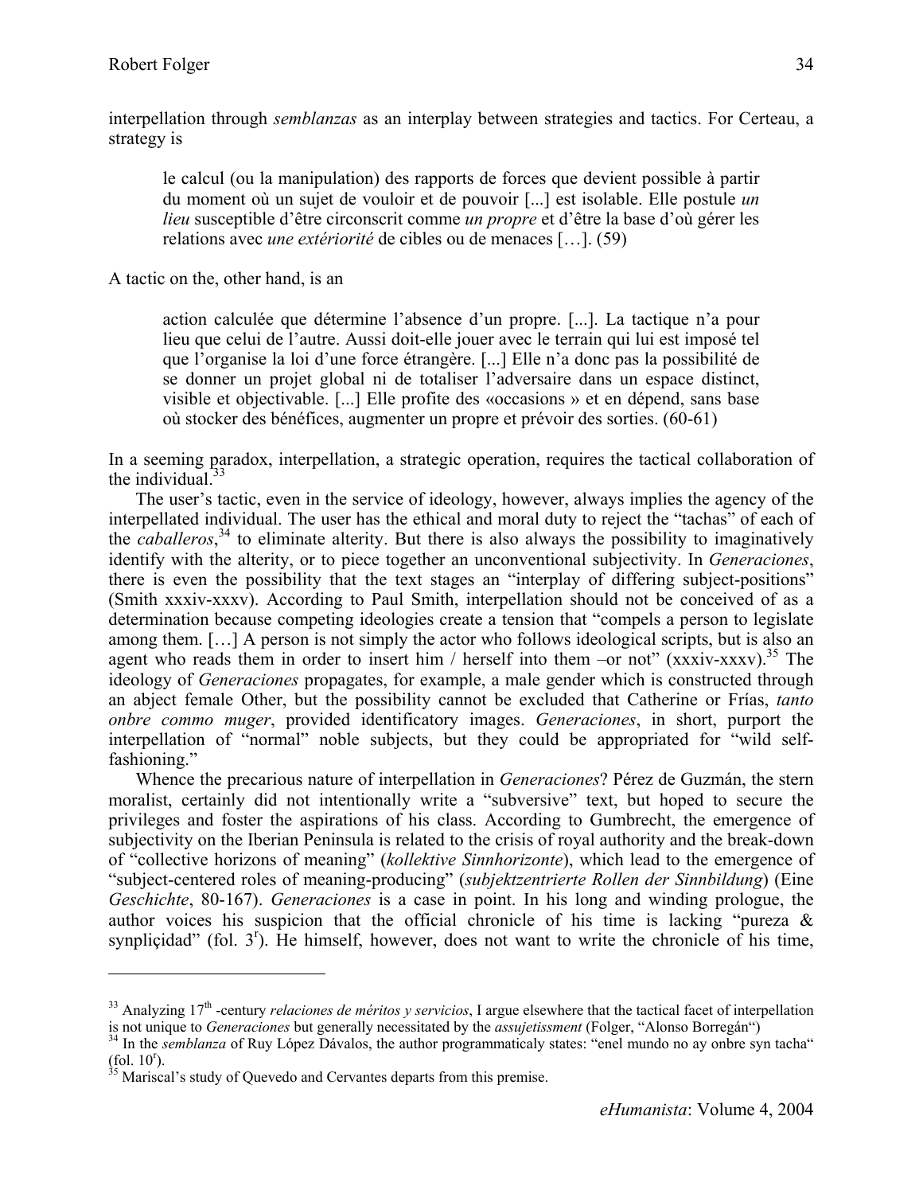interpellation through *semblanzas* as an interplay between strategies and tactics. For Certeau, a strategy is

> le calcul (ou la manipulation) des rapports de forces que devient possible à partir du moment où un sujet de vouloir et de pouvoir [...] est isolable. Elle postule *un lieu* susceptible d'être circonscrit comme *un propre* et d'être la base d'où gérer les relations avec *une extériorité* de cibles ou de menaces […]. (59)

A tactic on the, other hand, is an

> action calculée que détermine l'absence d'un propre. [...]. La tactique n'a pour lieu que celui de l'autre. Aussi doit-elle jouer avec le terrain qui lui est imposé tel que l'organise la loi d'une force étrangère. [...] Elle n'a donc pas la possibilité de se donner un projet global ni de totaliser l'adversaire dans un espace distinct, visible et objectivable. [...] Elle profite des «occasions » et en dépend, sans base où stocker des bénéfices, augmenter un propre et prévoir des sorties. (60-61)

In a seeming paradox, interpellation, a strategic operation, requires the tactical collaboration of the individual.[33]

The user's tactic, even in the service of ideology, however, always implies the agency of the interpellated individual. The user has the ethical and moral duty to reject the "tachas" of each of the *caballeros*,[34] to eliminate alterity. But there is also always the possibility to imaginatively identify with the alterity, or to piece together an unconventional subjectivity. In *Generaciones*, there is even the possibility that the text stages an "interplay of differing subject-positions" (Smith xxxiv-xxxv). According to Paul Smith, interpellation should not be conceived of as a determination because competing ideologies create a tension that "compels a person to legislate among them. […] A person is not simply the actor who follows ideological scripts, but is also an agent who reads them in order to insert him / herself into them –or not" (xxxiv-xxxv).[35] The ideology of *Generaciones* propagates, for example, a male gender which is constructed through an abject female Other, but the possibility cannot be excluded that Catherine or Frías, *tanto onbre commo muger*, provided identificatory images. *Generaciones*, in short, purport the interpellation of "normal" noble subjects, but they could be appropriated for "wild self-fashioning."

Whence the precarious nature of interpellation in *Generaciones*? Pérez de Guzmán, the stern moralist, certainly did not intentionally write a "subversive" text, but hoped to secure the privileges and foster the aspirations of his class. According to Gumbrecht, the emergence of subjectivity on the Iberian Peninsula is related to the crisis of royal authority and the break-down of "collective horizons of meaning" (*kollektive Sinnhorizonte*), which lead to the emergence of "subject-centered roles of meaning-producing" (*subjektzentrierte Rollen der Sinnbildung*) (Eine *Geschichte*, 80-167). *Generaciones* is a case in point. In his long and winding prologue, the author voices his suspicion that the official chronicle of his time is lacking "pureza & synpliçidad" (fol. 3r). He himself, however, does not want to write the chronicle of his time,

---

[33] Analyzing 17th -century *relaciones de méritos y servicios*, I argue elsewhere that the tactical facet of interpellation is not unique to *Generaciones* but generally necessitated by the *assujetissment* (Folger, "Alonso Borregán")

[34] In the *semblanza* of Ruy López Dávalos, the author programmaticaly states: "enel mundo no ay onbre syn tacha" (fol. 10r).

[35] Mariscal's study of Quevedo and Cervantes departs from this premise.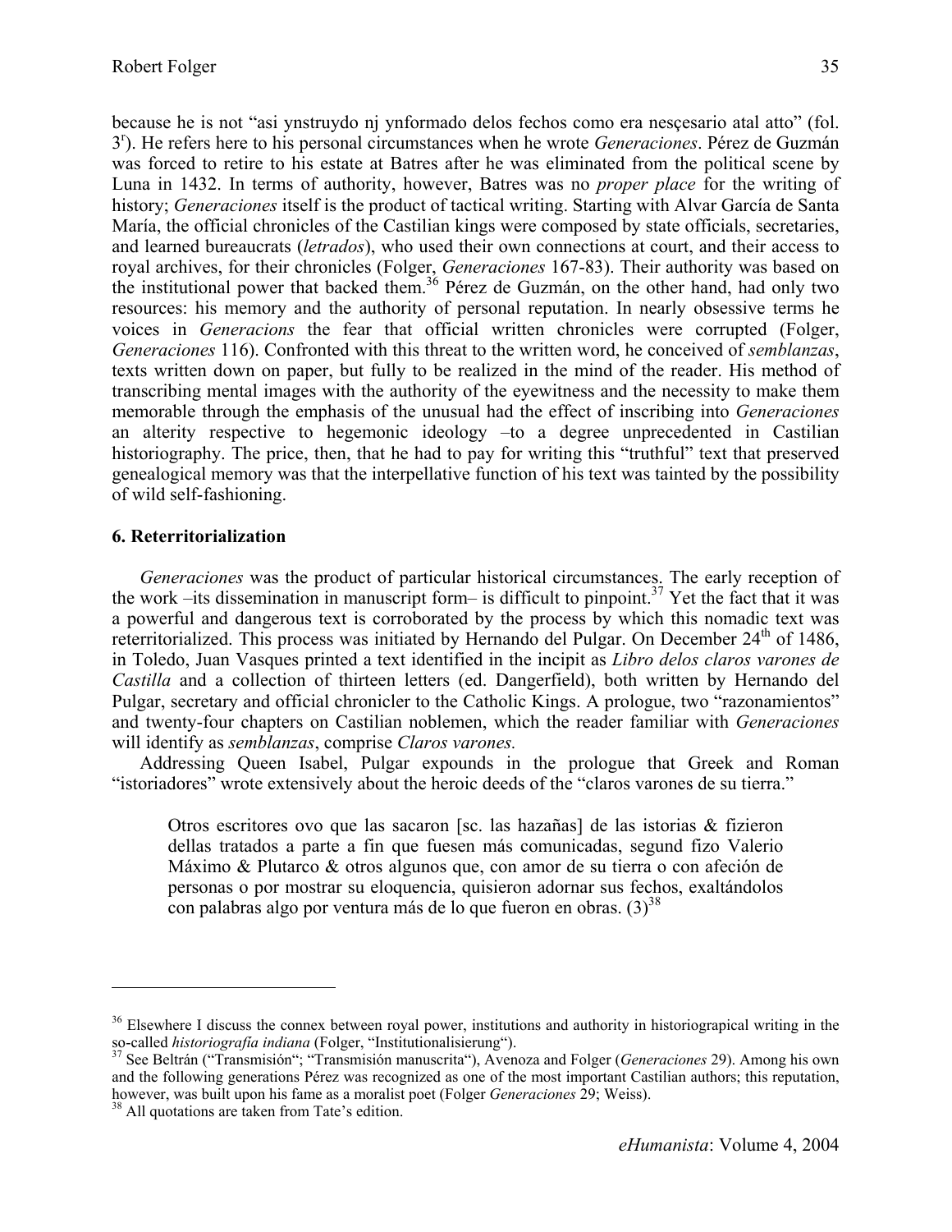because he is not "asi ynstruydo nj ynformado delos fechos como era nesçesario atal atto" (fol. 3r). He refers here to his personal circumstances when he wrote *Generaciones*. Pérez de Guzmán was forced to retire to his estate at Batres after he was eliminated from the political scene by Luna in 1432. In terms of authority, however, Batres was no *proper place* for the writing of history; *Generaciones* itself is the product of tactical writing. Starting with Alvar García de Santa María, the official chronicles of the Castilian kings were composed by state officials, secretaries, and learned bureaucrats (*letrados*), who used their own connections at court, and their access to royal archives, for their chronicles (Folger, *Generaciones* 167-83). Their authority was based on the institutional power that backed them.[36] Pérez de Guzmán, on the other hand, had only two resources: his memory and the authority of personal reputation. In nearly obsessive terms he voices in *Generacions* the fear that official written chronicles were corrupted (Folger, *Generaciones* 116). Confronted with this threat to the written word, he conceived of *semblanzas*, texts written down on paper, but fully to be realized in the mind of the reader. His method of transcribing mental images with the authority of the eyewitness and the necessity to make them memorable through the emphasis of the unusual had the effect of inscribing into *Generaciones* an alterity respective to hegemonic ideology –to a degree unprecedented in Castilian historiography. The price, then, that he had to pay for writing this "truthful" text that preserved genealogical memory was that the interpellative function of his text was tainted by the possibility of wild self-fashioning.

### 6. Reterritorialization

*Generaciones* was the product of particular historical circumstances. The early reception of the work –its dissemination in manuscript form– is difficult to pinpoint.[37] Yet the fact that it was a powerful and dangerous text is corroborated by the process by which this nomadic text was reterritorialized. This process was initiated by Hernando del Pulgar. On December 24th of 1486, in Toledo, Juan Vasques printed a text identified in the incipit as *Libro delos claros varones de Castilla* and a collection of thirteen letters (ed. Dangerfield), both written by Hernando del Pulgar, secretary and official chronicler to the Catholic Kings. A prologue, two "razonamientos" and twenty-four chapters on Castilian noblemen, which the reader familiar with *Generaciones* will identify as *semblanzas*, comprise *Claros varones.*

Addressing Queen Isabel, Pulgar expounds in the prologue that Greek and Roman "istoriadores" wrote extensively about the heroic deeds of the "claros varones de su tierra."

> Otros escritores ovo que las sacaron [sc. las hazañas] de las istorias & fizieron dellas tratados a parte a fin que fuesen más comunicadas, segund fizo Valerio Máximo & Plutarco & otros algunos que, con amor de su tierra o con afeción de personas o por mostrar su eloquencia, quisieron adornar sus fechos, exaltándolos con palabras algo por ventura más de lo que fueron en obras. (3)[38]

---

[36] Elsewhere I discuss the connex between royal power, institutions and authority in historiograpical writing in the so-called *historiografía indiana* (Folger, "Institutionalisierung").

[37] See Beltrán ("Transmisión"; "Transmisión manuscrita"), Avenoza and Folger (*Generaciones* 29). Among his own and the following generations Pérez was recognized as one of the most important Castilian authors; this reputation, however, was built upon his fame as a moralist poet (Folger *Generaciones* 29; Weiss).

[38] All quotations are taken from Tate's edition.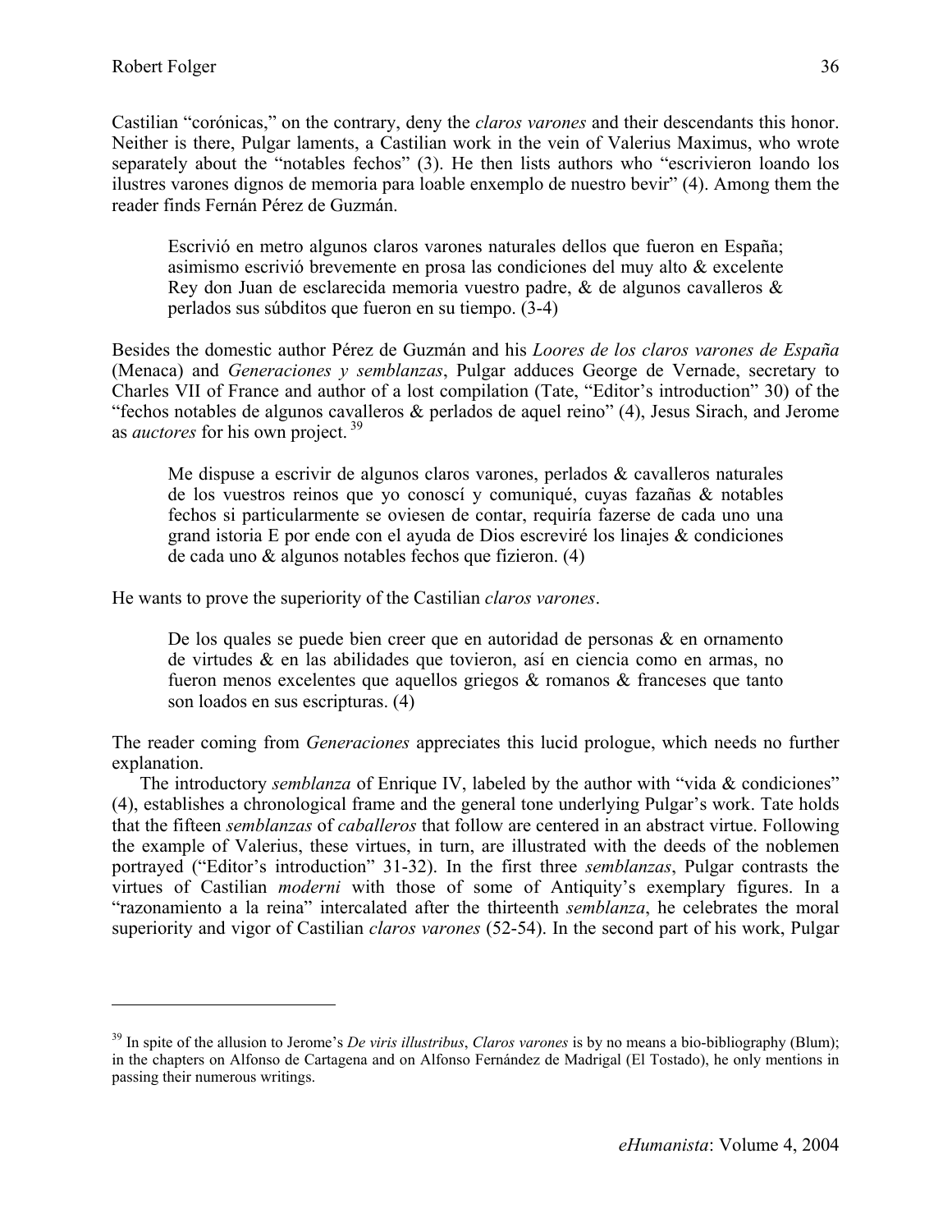Castilian "corónicas," on the contrary, deny the *claros varones* and their descendants this honor. Neither is there, Pulgar laments, a Castilian work in the vein of Valerius Maximus, who wrote separately about the "notables fechos" (3). He then lists authors who "escrivieron loando los ilustres varones dignos de memoria para loable enxemplo de nuestro bevir" (4). Among them the reader finds Fernán Pérez de Guzmán.

> Escrivió en metro algunos claros varones naturales dellos que fueron en España; asimismo escrivió brevemente en prosa las condiciones del muy alto & excelente Rey don Juan de esclarecida memoria vuestro padre, & de algunos cavalleros & perlados sus súbditos que fueron en su tiempo. (3-4)

Besides the domestic author Pérez de Guzmán and his *Loores de los claros varones de España* (Menaca) and *Generaciones y semblanzas*, Pulgar adduces George de Vernade, secretary to Charles VII of France and author of a lost compilation (Tate, "Editor's introduction" 30) of the "fechos notables de algunos cavalleros & perlados de aquel reino" (4), Jesus Sirach, and Jerome as *auctores* for his own project.[39]

> Me dispuse a escrivir de algunos claros varones, perlados & cavalleros naturales de los vuestros reinos que yo conoscí y comuniqué, cuyas fazañas & notables fechos si particularmente se oviesen de contar, requiría fazerse de cada uno una grand istoria E por ende con el ayuda de Dios escreviré los linajes & condiciones de cada uno & algunos notables fechos que fizieron. (4)

He wants to prove the superiority of the Castilian *claros varones*.

> De los quales se puede bien creer que en autoridad de personas & en ornamento de virtudes & en las abilidades que tovieron, así en ciencia como en armas, no fueron menos excelentes que aquellos griegos & romanos & franceses que tanto son loados en sus escripturas. (4)

The reader coming from *Generaciones* appreciates this lucid prologue, which needs no further explanation.

The introductory *semblanza* of Enrique IV, labeled by the author with "vida & condiciones" (4), establishes a chronological frame and the general tone underlying Pulgar's work. Tate holds that the fifteen *semblanzas* of *caballeros* that follow are centered in an abstract virtue. Following the example of Valerius, these virtues, in turn, are illustrated with the deeds of the noblemen portrayed ("Editor's introduction" 31-32). In the first three *semblanzas*, Pulgar contrasts the virtues of Castilian *moderni* with those of some of Antiquity's exemplary figures. In a "razonamiento a la reina" intercalated after the thirteenth *semblanza*, he celebrates the moral superiority and vigor of Castilian *claros varones* (52-54). In the second part of his work, Pulgar

---

[39] In spite of the allusion to Jerome's *De viris illustribus*, *Claros varones* is by no means a bio-bibliography (Blum); in the chapters on Alfonso de Cartagena and on Alfonso Fernández de Madrigal (El Tostado), he only mentions in passing their numerous writings.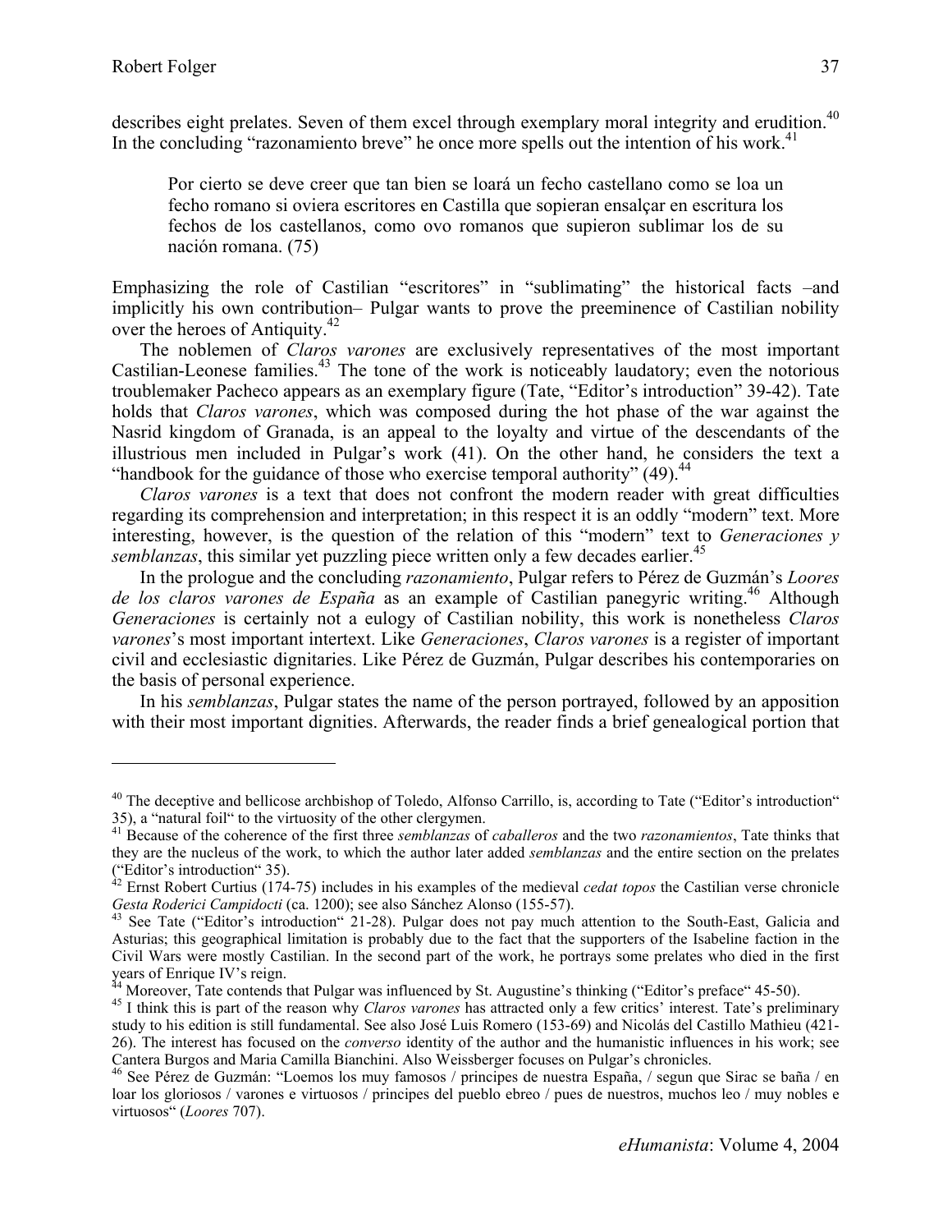describes eight prelates. Seven of them excel through exemplary moral integrity and erudition.[40] In the concluding "razonamiento breve" he once more spells out the intention of his work.[41]

> Por cierto se deve creer que tan bien se loará un fecho castellano como se loa un fecho romano si oviera escritores en Castilla que sopieran ensalçar en escritura los fechos de los castellanos, como ovo romanos que supieron sublimar los de su nación romana. (75)

Emphasizing the role of Castilian "escritores" in "sublimating" the historical facts –and implicitly his own contribution– Pulgar wants to prove the preeminence of Castilian nobility over the heroes of Antiquity.[42]

The noblemen of *Claros varones* are exclusively representatives of the most important Castilian-Leonese families.[43] The tone of the work is noticeably laudatory; even the notorious troublemaker Pacheco appears as an exemplary figure (Tate, "Editor's introduction" 39-42). Tate holds that *Claros varones*, which was composed during the hot phase of the war against the Nasrid kingdom of Granada, is an appeal to the loyalty and virtue of the descendants of the illustrious men included in Pulgar's work (41). On the other hand, he considers the text a "handbook for the guidance of those who exercise temporal authority" (49).[44]

*Claros varones* is a text that does not confront the modern reader with great difficulties regarding its comprehension and interpretation; in this respect it is an oddly "modern" text. More interesting, however, is the question of the relation of this "modern" text to *Generaciones y semblanzas*, this similar yet puzzling piece written only a few decades earlier.[45]

In the prologue and the concluding *razonamiento*, Pulgar refers to Pérez de Guzmán's *Loores de los claros varones de España* as an example of Castilian panegyric writing.[46] Although *Generaciones* is certainly not a eulogy of Castilian nobility, this work is nonetheless *Claros varones*'s most important intertext. Like *Generaciones*, *Claros varones* is a register of important civil and ecclesiastic dignitaries. Like Pérez de Guzmán, Pulgar describes his contemporaries on the basis of personal experience.

In his *semblanzas*, Pulgar states the name of the person portrayed, followed by an apposition with their most important dignities. Afterwards, the reader finds a brief genealogical portion that

---

[40] The deceptive and bellicose archbishop of Toledo, Alfonso Carrillo, is, according to Tate ("Editor's introduction" 35), a "natural foil" to the virtuosity of the other clergymen.

[41] Because of the coherence of the first three *semblanzas* of *caballeros* and the two *razonamientos*, Tate thinks that they are the nucleus of the work, to which the author later added *semblanzas* and the entire section on the prelates ("Editor's introduction" 35).

[42] Ernst Robert Curtius (174-75) includes in his examples of the medieval *cedat topos* the Castilian verse chronicle *Gesta Roderici Campidocti* (ca. 1200); see also Sánchez Alonso (155-57).

[43] See Tate ("Editor's introduction" 21-28). Pulgar does not pay much attention to the South-East, Galicia and Asturias; this geographical limitation is probably due to the fact that the supporters of the Isabeline faction in the Civil Wars were mostly Castilian. In the second part of the work, he portrays some prelates who died in the first years of Enrique IV's reign.

[44] Moreover, Tate contends that Pulgar was influenced by St. Augustine's thinking ("Editor's preface" 45-50).

[45] I think this is part of the reason why *Claros varones* has attracted only a few critics' interest. Tate's preliminary study to his edition is still fundamental. See also José Luis Romero (153-69) and Nicolás del Castillo Mathieu (421-26). The interest has focused on the *converso* identity of the author and the humanistic influences in his work; see Cantera Burgos and Maria Camilla Bianchini. Also Weissberger focuses on Pulgar's chronicles.

[46] See Pérez de Guzmán: "Loemos los muy famosos / principes de nuestra España, / segun que Sirac se baña / en loar los gloriosos / varones e virtuosos / principes del pueblo ebreo / pues de nuestros, muchos leo / muy nobles e virtuosos" (*Loores* 707).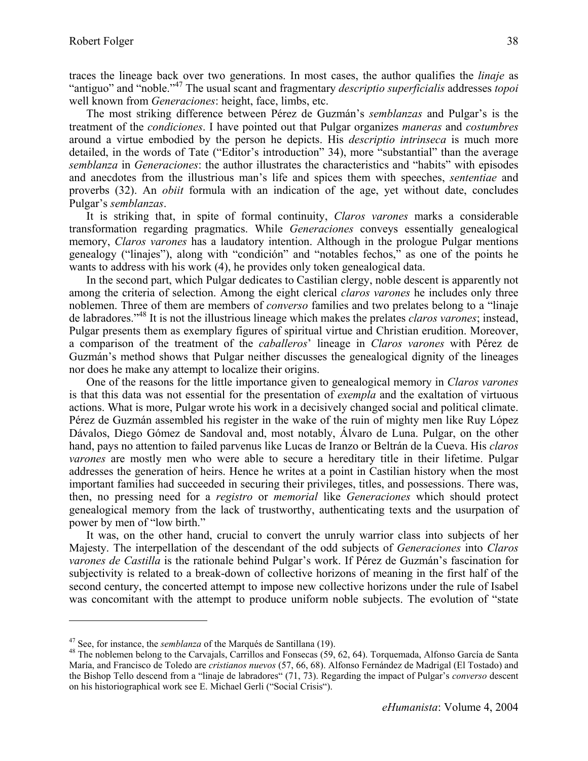traces the lineage back over two generations. In most cases, the author qualifies the *linaje* as "antiguo" and "noble."[47] The usual scant and fragmentary *descriptio superficialis* addresses *topoi* well known from *Generaciones*: height, face, limbs, etc.

The most striking difference between Pérez de Guzmán's *semblanzas* and Pulgar's is the treatment of the *condiciones*. I have pointed out that Pulgar organizes *maneras* and *costumbres* around a virtue embodied by the person he depicts. His *descriptio intrinseca* is much more detailed, in the words of Tate ("Editor's introduction" 34), more "substantial" than the average *semblanza* in *Generaciones*: the author illustrates the characteristics and "habits" with episodes and anecdotes from the illustrious man's life and spices them with speeches, *sententiae* and proverbs (32). An *obiit* formula with an indication of the age, yet without date, concludes Pulgar's *semblanzas*.

It is striking that, in spite of formal continuity, *Claros varones* marks a considerable transformation regarding pragmatics. While *Generaciones* conveys essentially genealogical memory, *Claros varones* has a laudatory intention. Although in the prologue Pulgar mentions genealogy ("linajes"), along with "condición" and "notables fechos," as one of the points he wants to address with his work (4), he provides only token genealogical data.

In the second part, which Pulgar dedicates to Castilian clergy, noble descent is apparently not among the criteria of selection. Among the eight clerical *claros varones* he includes only three noblemen. Three of them are members of *converso* families and two prelates belong to a "linaje de labradores."[48] It is not the illustrious lineage which makes the prelates *claros varones*; instead, Pulgar presents them as exemplary figures of spiritual virtue and Christian erudition. Moreover, a comparison of the treatment of the *caballeros*' lineage in *Claros varones* with Pérez de Guzmán's method shows that Pulgar neither discusses the genealogical dignity of the lineages nor does he make any attempt to localize their origins.

One of the reasons for the little importance given to genealogical memory in *Claros varones* is that this data was not essential for the presentation of *exempla* and the exaltation of virtuous actions. What is more, Pulgar wrote his work in a decisively changed social and political climate. Pérez de Guzmán assembled his register in the wake of the ruin of mighty men like Ruy López Dávalos, Diego Gómez de Sandoval and, most notably, Álvaro de Luna. Pulgar, on the other hand, pays no attention to failed parvenus like Lucas de Iranzo or Beltrán de la Cueva. His *claros varones* are mostly men who were able to secure a hereditary title in their lifetime. Pulgar addresses the generation of heirs. Hence he writes at a point in Castilian history when the most important families had succeeded in securing their privileges, titles, and possessions. There was, then, no pressing need for a *registro* or *memorial* like *Generaciones* which should protect genealogical memory from the lack of trustworthy, authenticating texts and the usurpation of power by men of "low birth."

It was, on the other hand, crucial to convert the unruly warrior class into subjects of her Majesty. The interpellation of the descendant of the odd subjects of *Generaciones* into *Claros varones de Castilla* is the rationale behind Pulgar's work. If Pérez de Guzmán's fascination for subjectivity is related to a break-down of collective horizons of meaning in the first half of the second century, the concerted attempt to impose new collective horizons under the rule of Isabel was concomitant with the attempt to produce uniform noble subjects. The evolution of "state

---

[47] See, for instance, the *semblanza* of the Marqués de Santillana (19).

[48] The noblemen belong to the Carvajals, Carrillos and Fonsecas (59, 62, 64). Torquemada, Alfonso García de Santa María, and Francisco de Toledo are *cristianos nuevos* (57, 66, 68). Alfonso Fernández de Madrigal (El Tostado) and the Bishop Tello descend from a "linaje de labradores" (71, 73). Regarding the impact of Pulgar's *converso* descent on his historiographical work see E. Michael Gerli ("Social Crisis").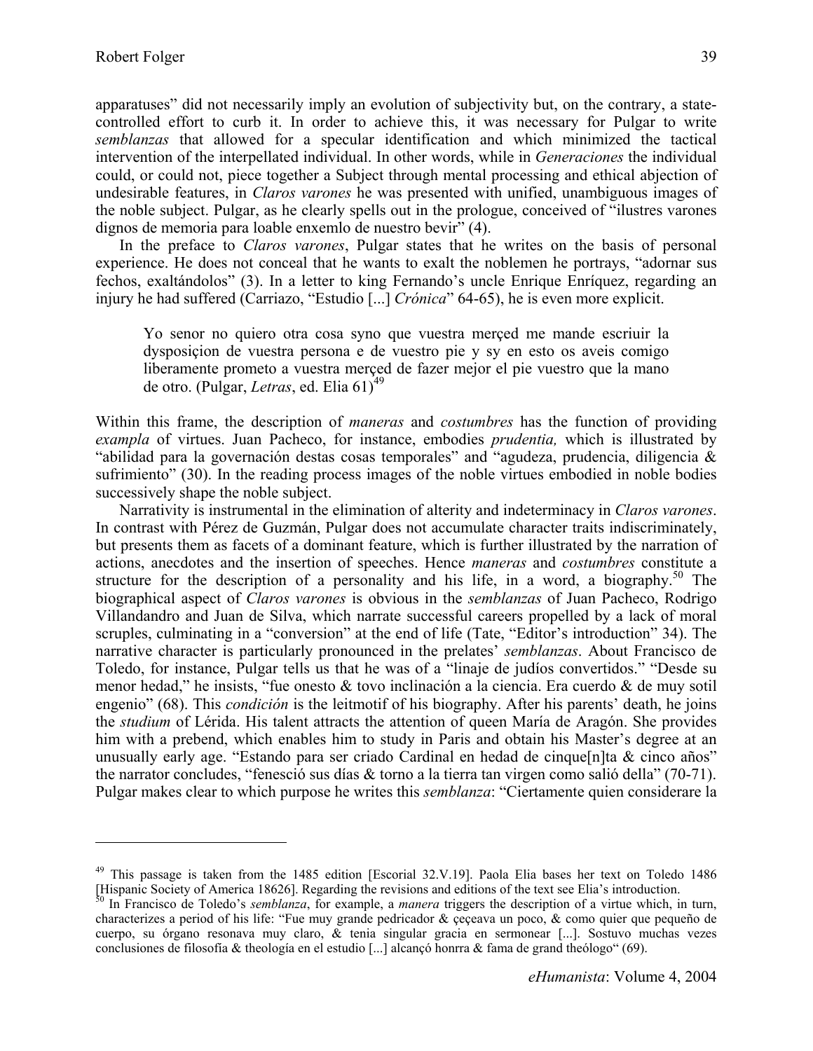apparatuses" did not necessarily imply an evolution of subjectivity but, on the contrary, a state-controlled effort to curb it. In order to achieve this, it was necessary for Pulgar to write *semblanzas* that allowed for a specular identification and which minimized the tactical intervention of the interpellated individual. In other words, while in *Generaciones* the individual could, or could not, piece together a Subject through mental processing and ethical abjection of undesirable features, in *Claros varones* he was presented with unified, unambiguous images of the noble subject. Pulgar, as he clearly spells out in the prologue, conceived of "ilustres varones dignos de memoria para loable enxemlo de nuestro bevir" (4).

In the preface to *Claros varones*, Pulgar states that he writes on the basis of personal experience. He does not conceal that he wants to exalt the noblemen he portrays, "adornar sus fechos, exaltándolos" (3). In a letter to king Fernando's uncle Enrique Enríquez, regarding an injury he had suffered (Carriazo, "Estudio [...] *Crónica*" 64-65), he is even more explicit.

> Yo senor no quiero otra cosa syno que vuestra merçed me mande escriuir la dysposiçion de vuestra persona e de vuestro pie y sy en esto os aveis comigo liberamente prometo a vuestra merçed de fazer mejor el pie vuestro que la mano de otro. (Pulgar, *Letras*, ed. Elia 61)[49]

Within this frame, the description of *maneras* and *costumbres* has the function of providing *exampla* of virtues. Juan Pacheco, for instance, embodies *prudentia,* which is illustrated by "abilidad para la governación destas cosas temporales" and "agudeza, prudencia, diligencia & sufrimiento" (30). In the reading process images of the noble virtues embodied in noble bodies successively shape the noble subject.

Narrativity is instrumental in the elimination of alterity and indeterminacy in *Claros varones*. In contrast with Pérez de Guzmán, Pulgar does not accumulate character traits indiscriminately, but presents them as facets of a dominant feature, which is further illustrated by the narration of actions, anecdotes and the insertion of speeches. Hence *maneras* and *costumbres* constitute a structure for the description of a personality and his life, in a word, a biography.[50] The biographical aspect of *Claros varones* is obvious in the *semblanzas* of Juan Pacheco, Rodrigo Villandandro and Juan de Silva, which narrate successful careers propelled by a lack of moral scruples, culminating in a "conversion" at the end of life (Tate, "Editor's introduction" 34). The narrative character is particularly pronounced in the prelates' *semblanzas*. About Francisco de Toledo, for instance, Pulgar tells us that he was of a "linaje de judíos convertidos." "Desde su menor hedad," he insists, "fue onesto & tovo inclinación a la ciencia. Era cuerdo & de muy sotil engenio" (68). This *condición* is the leitmotif of his biography. After his parents' death, he joins the *studium* of Lérida. His talent attracts the attention of queen María de Aragón. She provides him with a prebend, which enables him to study in Paris and obtain his Master's degree at an unusually early age. "Estando para ser criado Cardinal en hedad de cinque[n]ta & cinco años" the narrator concludes, "fenesció sus días & torno a la tierra tan virgen como salió della" (70-71). Pulgar makes clear to which purpose he writes this *semblanza*: "Ciertamente quien considerare la

---

[49] This passage is taken from the 1485 edition [Escorial 32.V.19]. Paola Elia bases her text on Toledo 1486 [Hispanic Society of America 18626]. Regarding the revisions and editions of the text see Elia's introduction.

[50] In Francisco de Toledo's *semblanza*, for example, a *manera* triggers the description of a virtue which, in turn, characterizes a period of his life: "Fue muy grande pedricador & çeçeava un poco, & como quier que pequeño de cuerpo, su órgano resonava muy claro, & tenia singular gracia en sermonear [...]. Sostuvo muchas vezes conclusiones de filosofía & theología en el estudio [...] alcançó honrra & fama de grand theólogo" (69).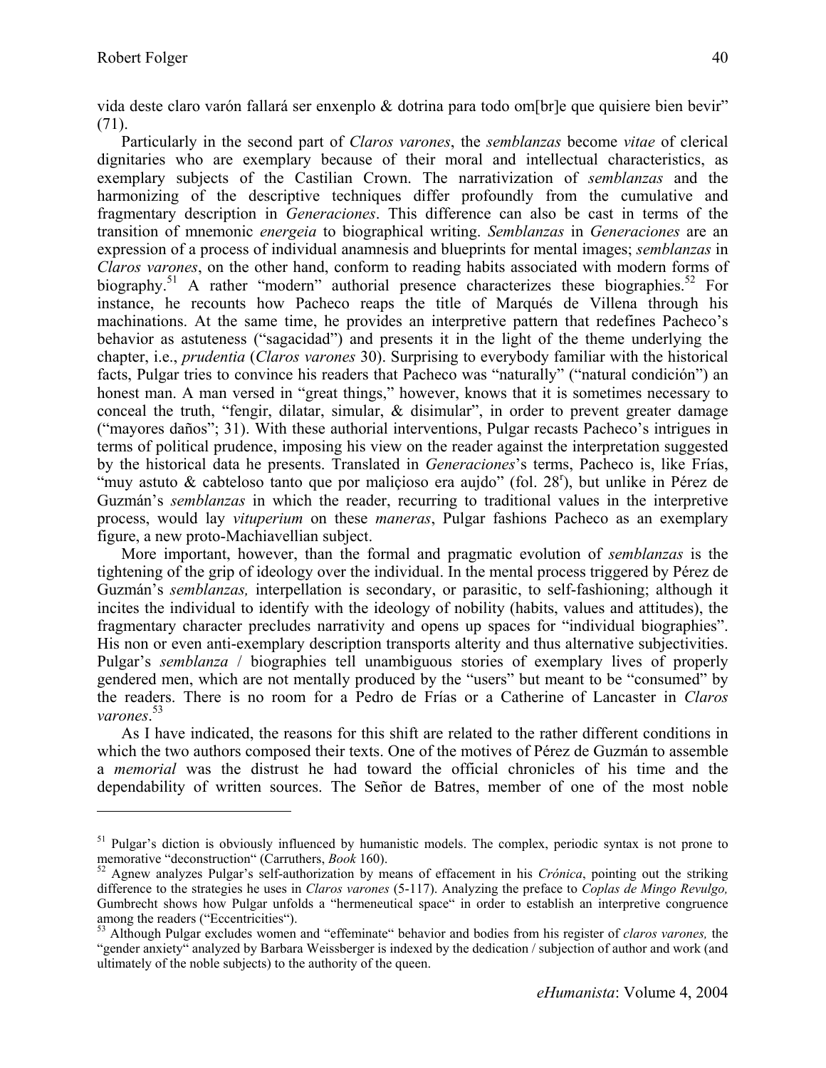vida deste claro varón fallará ser enxenplo & dotrina para todo om[br]e que quisiere bien bevir" (71).

Particularly in the second part of *Claros varones*, the *semblanzas* become *vitae* of clerical dignitaries who are exemplary because of their moral and intellectual characteristics, as exemplary subjects of the Castilian Crown. The narrativization of *semblanzas* and the harmonizing of the descriptive techniques differ profoundly from the cumulative and fragmentary description in *Generaciones*. This difference can also be cast in terms of the transition of mnemonic *energeia* to biographical writing. *Semblanzas* in *Generaciones* are an expression of a process of individual anamnesis and blueprints for mental images; *semblanzas* in *Claros varones*, on the other hand, conform to reading habits associated with modern forms of biography.[51] A rather "modern" authorial presence characterizes these biographies.[52] For instance, he recounts how Pacheco reaps the title of Marqués de Villena through his machinations. At the same time, he provides an interpretive pattern that redefines Pacheco's behavior as astuteness ("sagacidad") and presents it in the light of the theme underlying the chapter, i.e., *prudentia* (*Claros varones* 30). Surprising to everybody familiar with the historical facts, Pulgar tries to convince his readers that Pacheco was "naturally" ("natural condición") an honest man. A man versed in "great things," however, knows that it is sometimes necessary to conceal the truth, "fengir, dilatar, simular, & disimular", in order to prevent greater damage ("mayores daños"; 31). With these authorial interventions, Pulgar recasts Pacheco's intrigues in terms of political prudence, imposing his view on the reader against the interpretation suggested by the historical data he presents. Translated in *Generaciones*'s terms, Pacheco is, like Frías, "muy astuto & cabteloso tanto que por maliçioso era aujdo" (fol. 28r), but unlike in Pérez de Guzmán's *semblanzas* in which the reader, recurring to traditional values in the interpretive process, would lay *vituperium* on these *maneras*, Pulgar fashions Pacheco as an exemplary figure, a new proto-Machiavellian subject.

More important, however, than the formal and pragmatic evolution of *semblanzas* is the tightening of the grip of ideology over the individual. In the mental process triggered by Pérez de Guzmán's *semblanzas,* interpellation is secondary, or parasitic, to self-fashioning; although it incites the individual to identify with the ideology of nobility (habits, values and attitudes), the fragmentary character precludes narrativity and opens up spaces for "individual biographies". His non or even anti-exemplary description transports alterity and thus alternative subjectivities. Pulgar's *semblanza* / biographies tell unambiguous stories of exemplary lives of properly gendered men, which are not mentally produced by the "users" but meant to be "consumed" by the readers. There is no room for a Pedro de Frías or a Catherine of Lancaster in *Claros varones*.[53]

As I have indicated, the reasons for this shift are related to the rather different conditions in which the two authors composed their texts. One of the motives of Pérez de Guzmán to assemble a *memorial* was the distrust he had toward the official chronicles of his time and the dependability of written sources. The Señor de Batres, member of one of the most noble

---

[51] Pulgar's diction is obviously influenced by humanistic models. The complex, periodic syntax is not prone to memorative "deconstruction" (Carruthers, *Book* 160).

[52] Agnew analyzes Pulgar's self-authorization by means of effacement in his *Crónica*, pointing out the striking difference to the strategies he uses in *Claros varones* (5-117). Analyzing the preface to *Coplas de Mingo Revulgo,* Gumbrecht shows how Pulgar unfolds a "hermeneutical space" in order to establish an interpretive congruence among the readers ("Eccentricities").

[53] Although Pulgar excludes women and "effeminate" behavior and bodies from his register of *claros varones,* the "gender anxiety" analyzed by Barbara Weissberger is indexed by the dedication / subjection of author and work (and ultimately of the noble subjects) to the authority of the queen.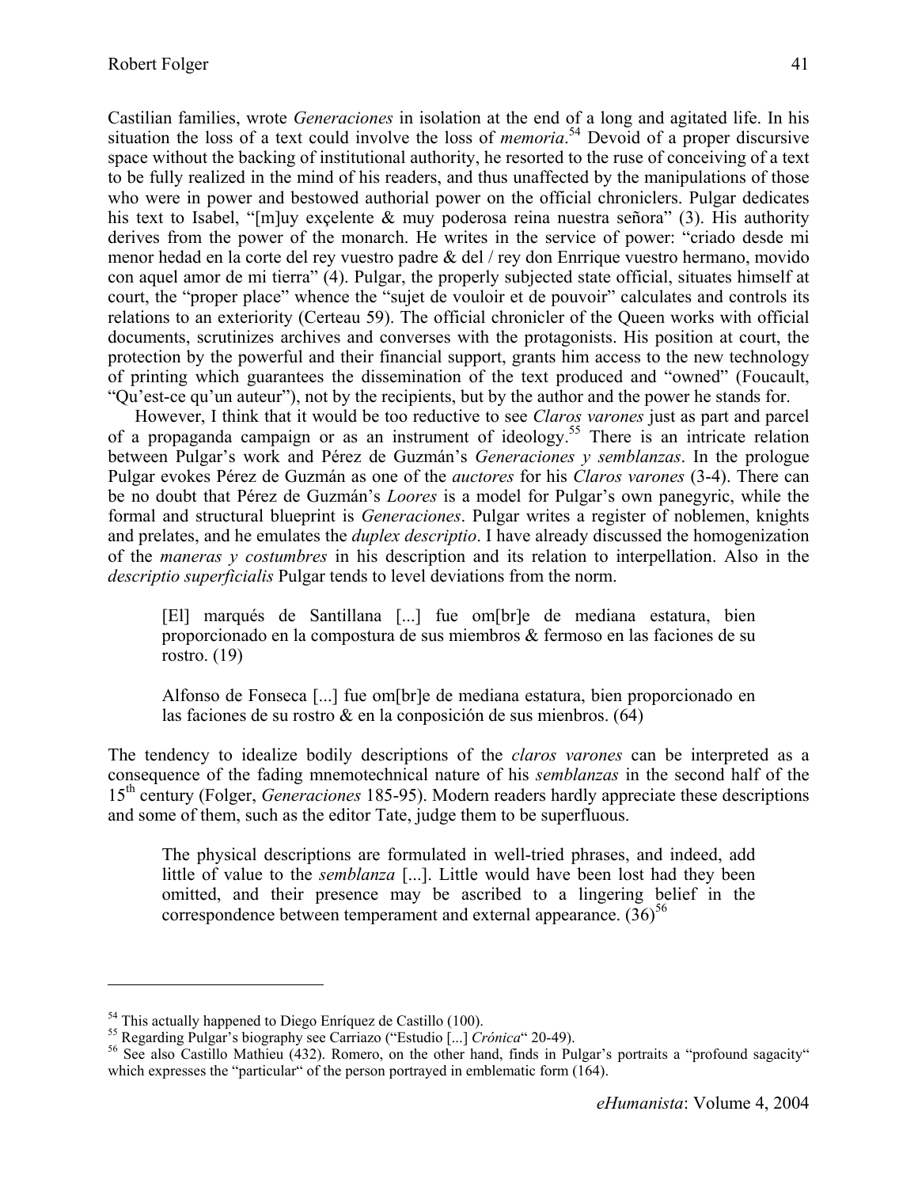Castilian families, wrote *Generaciones* in isolation at the end of a long and agitated life. In his situation the loss of a text could involve the loss of *memoria*.[54] Devoid of a proper discursive space without the backing of institutional authority, he resorted to the ruse of conceiving of a text to be fully realized in the mind of his readers, and thus unaffected by the manipulations of those who were in power and bestowed authorial power on the official chroniclers. Pulgar dedicates his text to Isabel, "[m]uy exçelente & muy poderosa reina nuestra señora" (3). His authority derives from the power of the monarch. He writes in the service of power: "criado desde mi menor hedad en la corte del rey vuestro padre & del / rey don Enrrique vuestro hermano, movido con aquel amor de mi tierra" (4). Pulgar, the properly subjected state official, situates himself at court, the "proper place" whence the "sujet de vouloir et de pouvoir" calculates and controls its relations to an exteriority (Certeau 59). The official chronicler of the Queen works with official documents, scrutinizes archives and converses with the protagonists. His position at court, the protection by the powerful and their financial support, grants him access to the new technology of printing which guarantees the dissemination of the text produced and "owned" (Foucault, "Qu'est-ce qu'un auteur"), not by the recipients, but by the author and the power he stands for.

However, I think that it would be too reductive to see *Claros varones* just as part and parcel of a propaganda campaign or as an instrument of ideology.[55] There is an intricate relation between Pulgar's work and Pérez de Guzmán's *Generaciones y semblanzas*. In the prologue Pulgar evokes Pérez de Guzmán as one of the *auctores* for his *Claros varones* (3-4). There can be no doubt that Pérez de Guzmán's *Loores* is a model for Pulgar's own panegyric, while the formal and structural blueprint is *Generaciones*. Pulgar writes a register of noblemen, knights and prelates, and he emulates the *duplex descriptio*. I have already discussed the homogenization of the *maneras y costumbres* in his description and its relation to interpellation. Also in the *descriptio superficialis* Pulgar tends to level deviations from the norm.

> [El] marqués de Santillana [...] fue om[br]e de mediana estatura, bien proporcionado en la compostura de sus miembros & fermoso en las faciones de su rostro. (19)

> Alfonso de Fonseca [...] fue om[br]e de mediana estatura, bien proporcionado en las faciones de su rostro & en la conposición de sus mienbros. (64)

The tendency to idealize bodily descriptions of the *claros varones* can be interpreted as a consequence of the fading mnemotechnical nature of his *semblanzas* in the second half of the 15th century (Folger, *Generaciones* 185-95). Modern readers hardly appreciate these descriptions and some of them, such as the editor Tate, judge them to be superfluous.

> The physical descriptions are formulated in well-tried phrases, and indeed, add little of value to the *semblanza* [...]. Little would have been lost had they been omitted, and their presence may be ascribed to a lingering belief in the correspondence between temperament and external appearance. (36)[56]

---

[54] This actually happened to Diego Enríquez de Castillo (100).

[55] Regarding Pulgar's biography see Carriazo ("Estudio [...] *Crónica*" 20-49).

[56] See also Castillo Mathieu (432). Romero, on the other hand, finds in Pulgar's portraits a "profound sagacity" which expresses the "particular" of the person portrayed in emblematic form (164).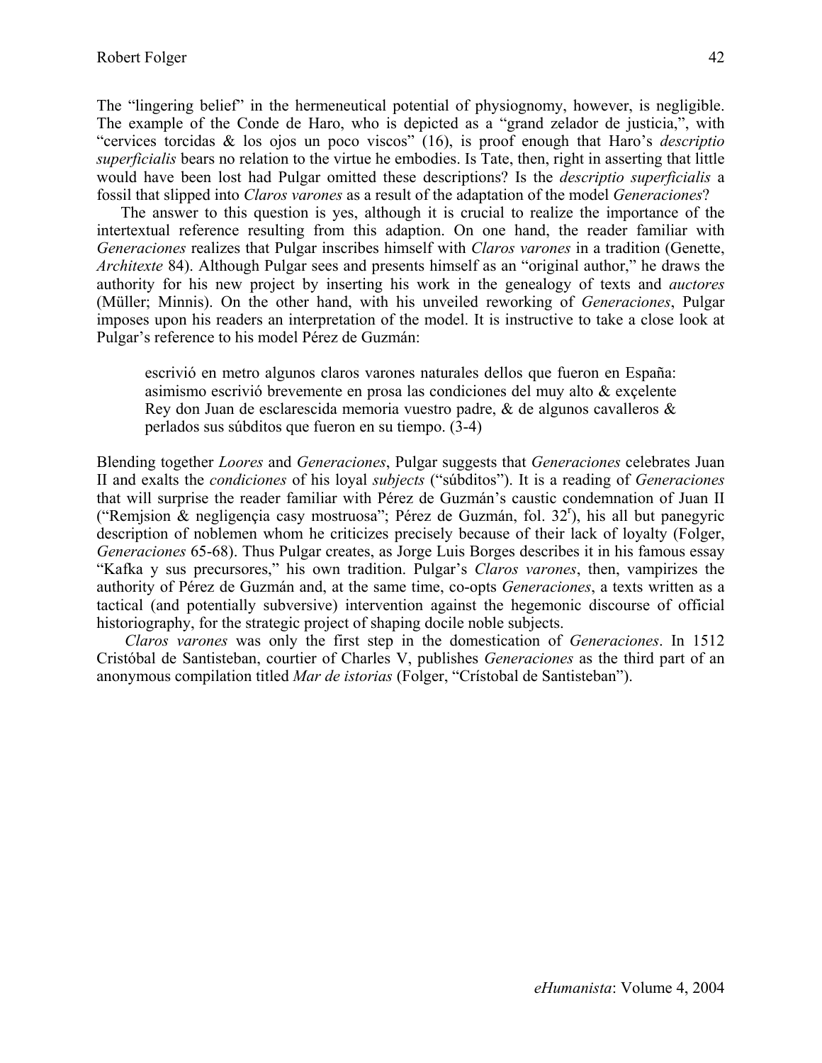The "lingering belief" in the hermeneutical potential of physiognomy, however, is negligible. The example of the Conde de Haro, who is depicted as a "grand zelador de justicia,", with "cervices torcidas & los ojos un poco viscos" (16), is proof enough that Haro's *descriptio superficialis* bears no relation to the virtue he embodies. Is Tate, then, right in asserting that little would have been lost had Pulgar omitted these descriptions? Is the *descriptio superficialis* a fossil that slipped into *Claros varones* as a result of the adaptation of the model *Generaciones*?

The answer to this question is yes, although it is crucial to realize the importance of the intertextual reference resulting from this adaption. On one hand, the reader familiar with *Generaciones* realizes that Pulgar inscribes himself with *Claros varones* in a tradition (Genette, *Architexte* 84). Although Pulgar sees and presents himself as an "original author," he draws the authority for his new project by inserting his work in the genealogy of texts and *auctores* (Müller; Minnis). On the other hand, with his unveiled reworking of *Generaciones*, Pulgar imposes upon his readers an interpretation of the model. It is instructive to take a close look at Pulgar's reference to his model Pérez de Guzmán:

> escrivió en metro algunos claros varones naturales dellos que fueron en España: asimismo escrivió brevemente en prosa las condiciones del muy alto & exçelente Rey don Juan de esclarescida memoria vuestro padre, & de algunos cavalleros & perlados sus súbditos que fueron en su tiempo. (3-4)

Blending together *Loores* and *Generaciones*, Pulgar suggests that *Generaciones* celebrates Juan II and exalts the *condiciones* of his loyal *subjects* ("súbditos"). It is a reading of *Generaciones* that will surprise the reader familiar with Pérez de Guzmán's caustic condemnation of Juan II ("Remjsion & negligençia casy mostruosa"; Pérez de Guzmán, fol. 32[r]), his all but panegyric description of noblemen whom he criticizes precisely because of their lack of loyalty (Folger, *Generaciones* 65-68). Thus Pulgar creates, as Jorge Luis Borges describes it in his famous essay "Kafka y sus precursores," his own tradition. Pulgar's *Claros varones*, then, vampirizes the authority of Pérez de Guzmán and, at the same time, co-opts *Generaciones*, a texts written as a tactical (and potentially subversive) intervention against the hegemonic discourse of official historiography, for the strategic project of shaping docile noble subjects.

*Claros varones* was only the first step in the domestication of *Generaciones*. In 1512 Cristóbal de Santisteban, courtier of Charles V, publishes *Generaciones* as the third part of an anonymous compilation titled *Mar de istorias* (Folger, "Crístobal de Santisteban").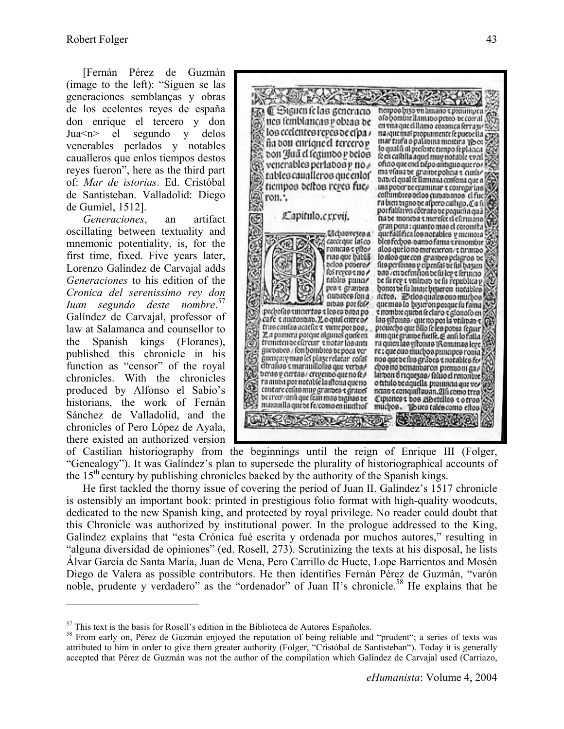[Fernán Pérez de Guzmán (image to the left): "Siguen se las generaciones semblanças y obras de los ecelentes reyes de españa don enrique el tercero y don Jua<n> el segundo y delos venerables perlados y notables caualleros que enlos tiempos destos reyes fueron", here as the third part of: *Mar de istorias*. Ed. Cristóbal de Santisteban. Valladolid: Diego de Gumiel, 1512].

*Generaciones*, an artifact oscillating between textuality and mnemonic potentiality, is, for the first time, fixed. Five years later, Lorenzo Galíndez de Carvajal adds *Generaciones* to his edition of the *Cronica del serenissimo rey don Iuan segundo deste nombre*.[57] Galíndez de Carvajal, professor of law at Salamanca and counsellor to the Spanish kings (Floranes), published this chronicle in his function as "censor" of the royal chronicles. With the chronicles produced by Alfonso el Sabio's historians, the work of Fernán Sánchez de Valladolid, and the chronicles of Pero López de Ayala, there existed an authorized version of Castilian historiography from the beginnings until the reign of Enrique III (Folger, "Genealogy"). It was Galíndez's plan to supersede the plurality of historiographical accounts of the 15th century by publishing chronicles backed by the authority of the Spanish kings.

He first tackled the thorny issue of covering the period of Juan II. Galíndez's 1517 chronicle is ostensibly an important book: printed in prestigious folio format with high-quality woodcuts, dedicated to the new Spanish king, and protected by royal privilege. No reader could doubt that this Chronicle was authorized by institutional power. In the prologue addressed to the King, Galíndez explains that "esta Crónica fué escrita y ordenada por muchos autores," resulting in "alguna diversidad de opiniones" (ed. Rosell, 273). Scrutinizing the texts at his disposal, he lists Álvar García de Santa María, Juan de Mena, Pero Carrillo de Huete, Lope Barrientos and Mosén Diego de Valera as possible contributors. He then identifies Fernán Pérez de Guzmán, "varón noble, prudente y verdadero" as the "ordenador" of Juan II's chronicle.[58] He explains that he

---

[57] This text is the basis for Rosell's edition in the Biblioteca de Autores Españoles.

[58] From early on, Pérez de Guzmán enjoyed the reputation of being reliable and "prudent"; a series of texts was attributed to him in order to give them greater authority (Folger, "Cristóbal de Santisteban"). Today it is generally accepted that Pérez de Guzmán was not the author of the compilation which Galíndez de Carvajal used (Carriazo,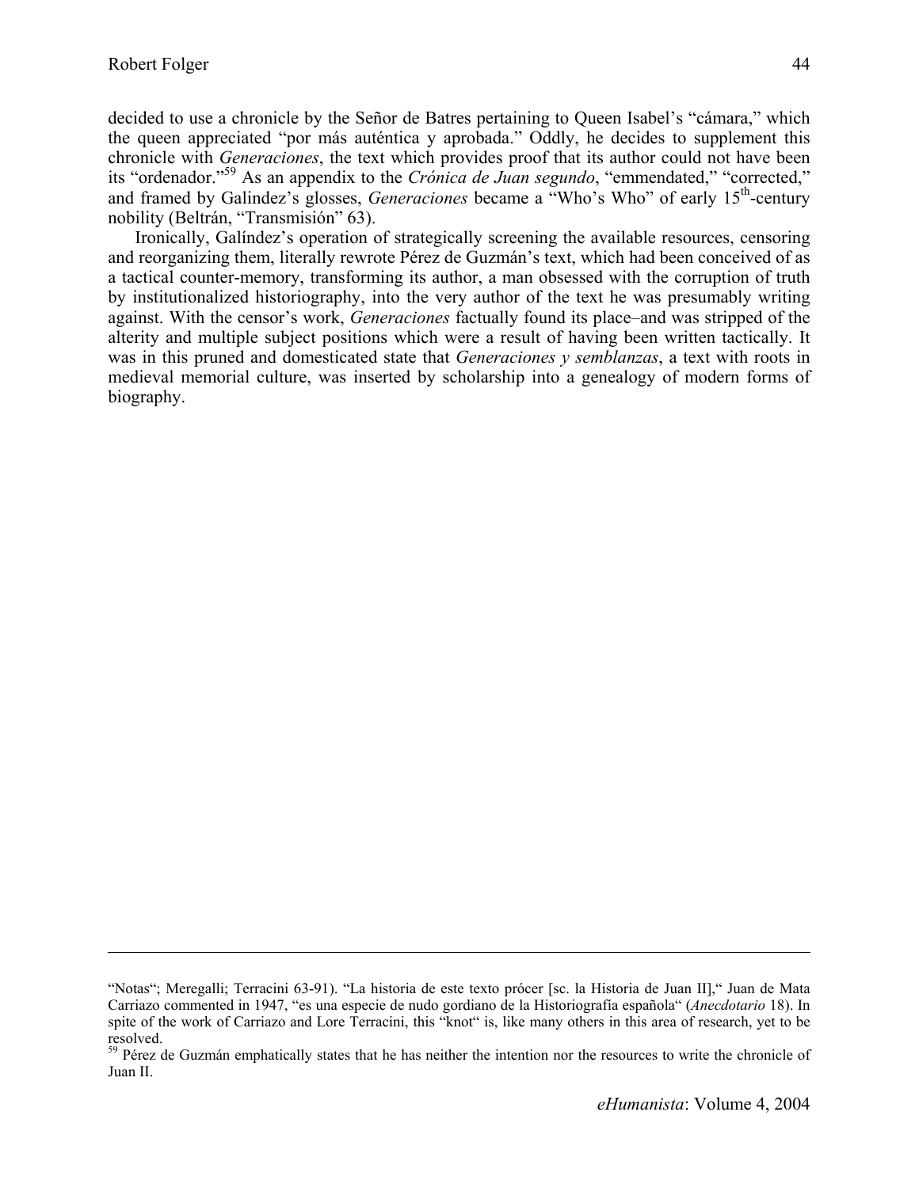decided to use a chronicle by the Señor de Batres pertaining to Queen Isabel's "cámara," which the queen appreciated "por más auténtica y aprobada." Oddly, he decides to supplement this chronicle with *Generaciones*, the text which provides proof that its author could not have been its "ordenador."[59] As an appendix to the *Crónica de Juan segundo*, "emmendated," "corrected," and framed by Galindez's glosses, *Generaciones* became a "Who's Who" of early 15th-century nobility (Beltrán, "Transmisión" 63).

Ironically, Galíndez's operation of strategically screening the available resources, censoring and reorganizing them, literally rewrote Pérez de Guzmán's text, which had been conceived of as a tactical counter-memory, transforming its author, a man obsessed with the corruption of truth by institutionalized historiography, into the very author of the text he was presumably writing against. With the censor's work, *Generaciones* factually found its place–and was stripped of the alterity and multiple subject positions which were a result of having been written tactically. It was in this pruned and domesticated state that *Generaciones y semblanzas*, a text with roots in medieval memorial culture, was inserted by scholarship into a genealogy of modern forms of biography.

---

"Notas"; Meregalli; Terracini 63-91). "La historia de este texto prócer [sc. la Historia de Juan II]," Juan de Mata Carriazo commented in 1947, "es una especie de nudo gordiano de la Historiografía española" (*Anecdotario* 18). In spite of the work of Carriazo and Lore Terracini, this "knot" is, like many others in this area of research, yet to be resolved.

[59] Pérez de Guzmán emphatically states that he has neither the intention nor the resources to write the chronicle of Juan II.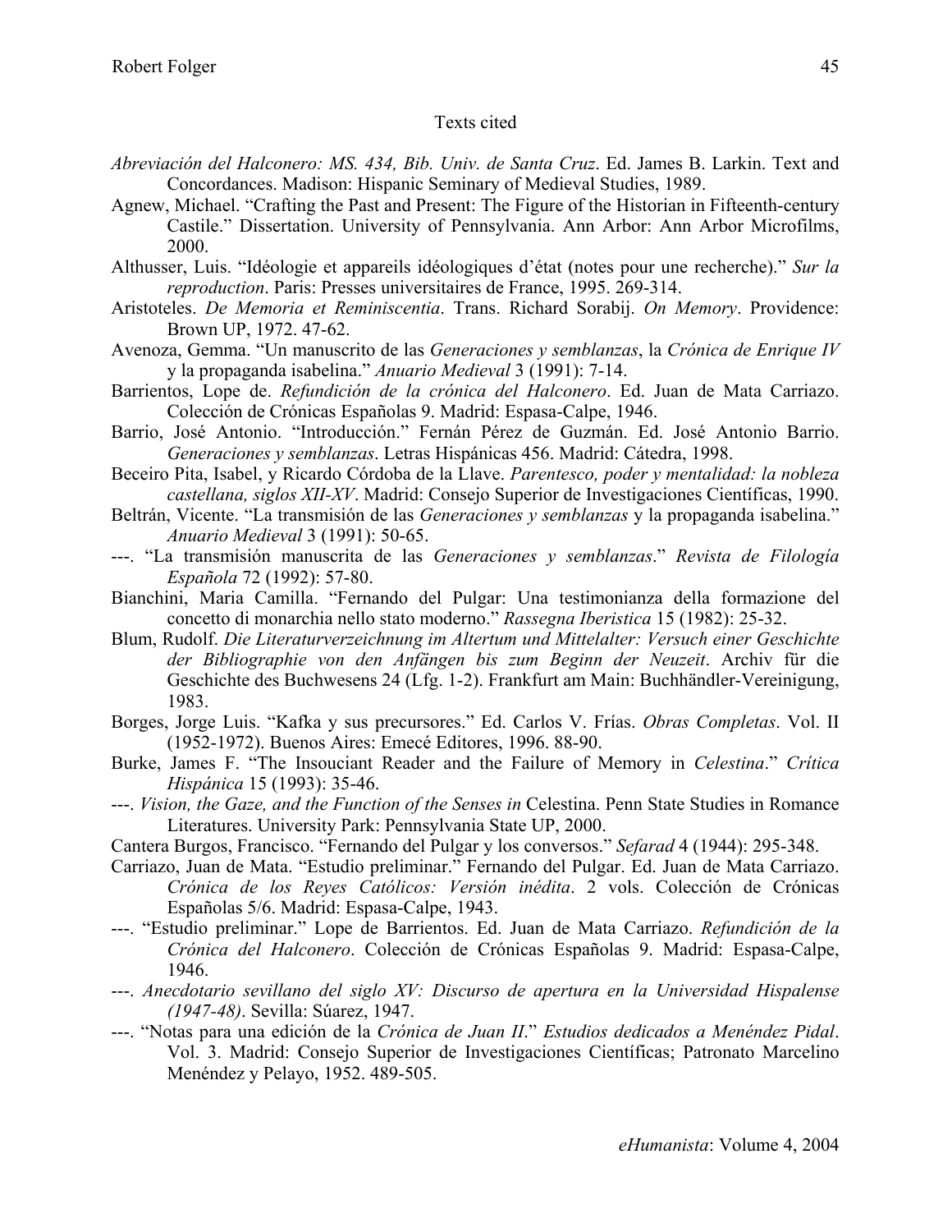## Texts cited

*Abreviación del Halconero: MS. 434, Bib. Univ. de Santa Cruz*. Ed. James B. Larkin. Text and Concordances. Madison: Hispanic Seminary of Medieval Studies, 1989.

Agnew, Michael. "Crafting the Past and Present: The Figure of the Historian in Fifteenth-century Castile." Dissertation. University of Pennsylvania. Ann Arbor: Ann Arbor Microfilms, 2000.

Althusser, Luis. "Idéologie et appareils idéologiques d'état (notes pour une recherche)." *Sur la reproduction*. Paris: Presses universitaires de France, 1995. 269-314.

Aristoteles. *De Memoria et Reminiscentia*. Trans. Richard Sorabij. *On Memory*. Providence: Brown UP, 1972. 47-62.

Avenoza, Gemma. "Un manuscrito de las *Generaciones y semblanzas*, la *Crónica de Enrique IV* y la propaganda isabelina." *Anuario Medieval* 3 (1991): 7-14.

Barrientos, Lope de. *Refundición de la crónica del Halconero*. Ed. Juan de Mata Carriazo. Colección de Crónicas Españolas 9. Madrid: Espasa-Calpe, 1946.

Barrio, José Antonio. "Introducción." Fernán Pérez de Guzmán. Ed. José Antonio Barrio. *Generaciones y semblanzas*. Letras Hispánicas 456. Madrid: Cátedra, 1998.

Beceiro Pita, Isabel, y Ricardo Córdoba de la Llave. *Parentesco, poder y mentalidad: la nobleza castellana, siglos XII-XV*. Madrid: Consejo Superior de Investigaciones Científicas, 1990.

Beltrán, Vicente. "La transmisión de las *Generaciones y semblanzas* y la propaganda isabelina." *Anuario Medieval* 3 (1991): 50-65.

---. "La transmisión manuscrita de las *Generaciones y semblanzas*." *Revista de Filología Española* 72 (1992): 57-80.

Bianchini, Maria Camilla. "Fernando del Pulgar: Una testimonianza della formazione del concetto di monarchia nello stato moderno." *Rassegna Iberistica* 15 (1982): 25-32.

Blum, Rudolf. *Die Literaturverzeichnung im Altertum und Mittelalter: Versuch einer Geschichte der Bibliographie von den Anfängen bis zum Beginn der Neuzeit*. Archiv für die Geschichte des Buchwesens 24 (Lfg. 1-2). Frankfurt am Main: Buchhändler-Vereinigung, 1983.

Borges, Jorge Luis. "Kafka y sus precursores." Ed. Carlos V. Frías. *Obras Completas*. Vol. II (1952-1972). Buenos Aires: Emecé Editores, 1996. 88-90.

Burke, James F. "The Insouciant Reader and the Failure of Memory in *Celestina*." *Crítica Hispánica* 15 (1993): 35-46.

---. *Vision, the Gaze, and the Function of the Senses in* Celestina. Penn State Studies in Romance Literatures. University Park: Pennsylvania State UP, 2000.

Cantera Burgos, Francisco. "Fernando del Pulgar y los conversos." *Sefarad* 4 (1944): 295-348.

Carriazo, Juan de Mata. "Estudio preliminar." Fernando del Pulgar. Ed. Juan de Mata Carriazo. *Crónica de los Reyes Católicos: Versión inédita*. 2 vols. Colección de Crónicas Españolas 5/6. Madrid: Espasa-Calpe, 1943.

---. "Estudio preliminar." Lope de Barrientos. Ed. Juan de Mata Carriazo. *Refundición de la Crónica del Halconero*. Colección de Crónicas Españolas 9. Madrid: Espasa-Calpe, 1946.

---. *Anecdotario sevillano del siglo XV: Discurso de apertura en la Universidad Hispalense (1947-48)*. Sevilla: Súarez, 1947.

---. "Notas para una edición de la *Crónica de Juan II*." *Estudios dedicados a Menéndez Pidal*. Vol. 3. Madrid: Consejo Superior de Investigaciones Científicas; Patronato Marcelino Menéndez y Pelayo, 1952. 489-505.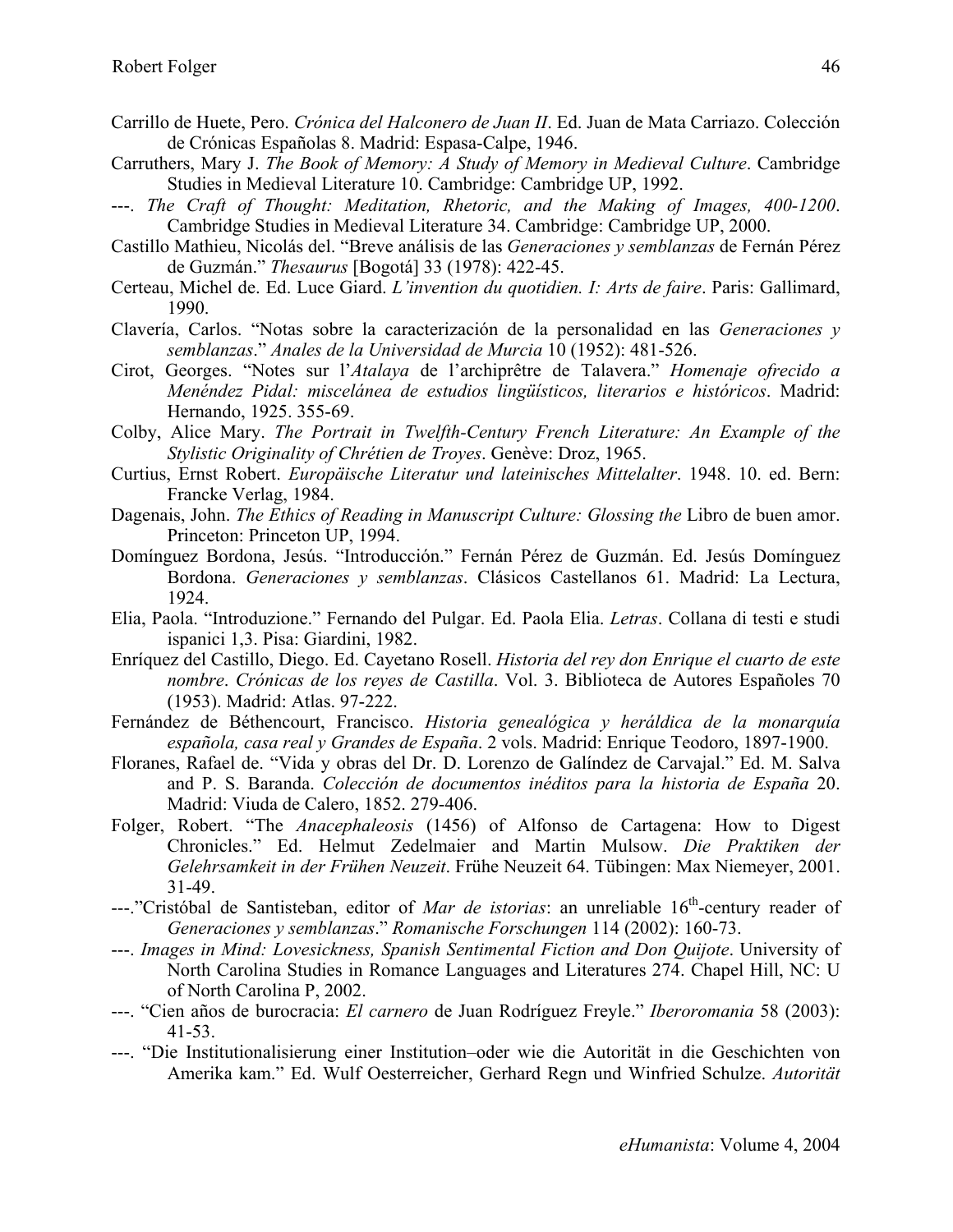Carrillo de Huete, Pero. *Crónica del Halconero de Juan II*. Ed. Juan de Mata Carriazo. Colección de Crónicas Españolas 8. Madrid: Espasa-Calpe, 1946.

Carruthers, Mary J. *The Book of Memory: A Study of Memory in Medieval Culture*. Cambridge Studies in Medieval Literature 10. Cambridge: Cambridge UP, 1992.

---. *The Craft of Thought: Meditation, Rhetoric, and the Making of Images, 400-1200*. Cambridge Studies in Medieval Literature 34. Cambridge: Cambridge UP, 2000.

Castillo Mathieu, Nicolás del. "Breve análisis de las *Generaciones y semblanzas* de Fernán Pérez de Guzmán." *Thesaurus* [Bogotá] 33 (1978): 422-45.

Certeau, Michel de. Ed. Luce Giard. *L'invention du quotidien. I: Arts de faire*. Paris: Gallimard, 1990.

Clavería, Carlos. "Notas sobre la caracterización de la personalidad en las *Generaciones y semblanzas*." *Anales de la Universidad de Murcia* 10 (1952): 481-526.

Cirot, Georges. "Notes sur l'*Atalaya* de l'archiprêtre de Talavera." *Homenaje ofrecido a Menéndez Pidal: miscelánea de estudios lingüísticos, literarios e históricos*. Madrid: Hernando, 1925. 355-69.

Colby, Alice Mary. *The Portrait in Twelfth-Century French Literature: An Example of the Stylistic Originality of Chrétien de Troyes*. Genève: Droz, 1965.

Curtius, Ernst Robert. *Europäische Literatur und lateinisches Mittelalter*. 1948. 10. ed. Bern: Francke Verlag, 1984.

Dagenais, John. *The Ethics of Reading in Manuscript Culture: Glossing the* Libro de buen amor. Princeton: Princeton UP, 1994.

Domínguez Bordona, Jesús. "Introducción." Fernán Pérez de Guzmán. Ed. Jesús Domínguez Bordona. *Generaciones y semblanzas*. Clásicos Castellanos 61. Madrid: La Lectura, 1924.

Elia, Paola. "Introduzione." Fernando del Pulgar. Ed. Paola Elia. *Letras*. Collana di testi e studi ispanici 1,3. Pisa: Giardini, 1982.

Enríquez del Castillo, Diego. Ed. Cayetano Rosell. *Historia del rey don Enrique el cuarto de este nombre*. *Crónicas de los reyes de Castilla*. Vol. 3. Biblioteca de Autores Españoles 70 (1953). Madrid: Atlas. 97-222.

Fernández de Béthencourt, Francisco. *Historia genealógica y heráldica de la monarquía española, casa real y Grandes de España*. 2 vols. Madrid: Enrique Teodoro, 1897-1900.

Floranes, Rafael de. "Vida y obras del Dr. D. Lorenzo de Galíndez de Carvajal." Ed. M. Salva and P. S. Baranda. *Colección de documentos inéditos para la historia de España* 20. Madrid: Viuda de Calero, 1852. 279-406.

Folger, Robert. "The *Anacephaleosis* (1456) of Alfonso de Cartagena: How to Digest Chronicles." Ed. Helmut Zedelmaier and Martin Mulsow. *Die Praktiken der Gelehrsamkeit in der Frühen Neuzeit*. Frühe Neuzeit 64. Tübingen: Max Niemeyer, 2001. 31-49.

---."Cristóbal de Santisteban, editor of *Mar de istorias*: an unreliable 16th-century reader of *Generaciones y semblanzas*." *Romanische Forschungen* 114 (2002): 160-73.

---. *Images in Mind: Lovesickness, Spanish Sentimental Fiction and Don Quijote*. University of North Carolina Studies in Romance Languages and Literatures 274. Chapel Hill, NC: U of North Carolina P, 2002.

---. "Cien años de burocracia: *El carnero* de Juan Rodríguez Freyle." *Iberoromania* 58 (2003): 41-53.

---. "Die Institutionalisierung einer Institution–oder wie die Autorität in die Geschichten von Amerika kam." Ed. Wulf Oesterreicher, Gerhard Regn und Winfried Schulze. *Autorität*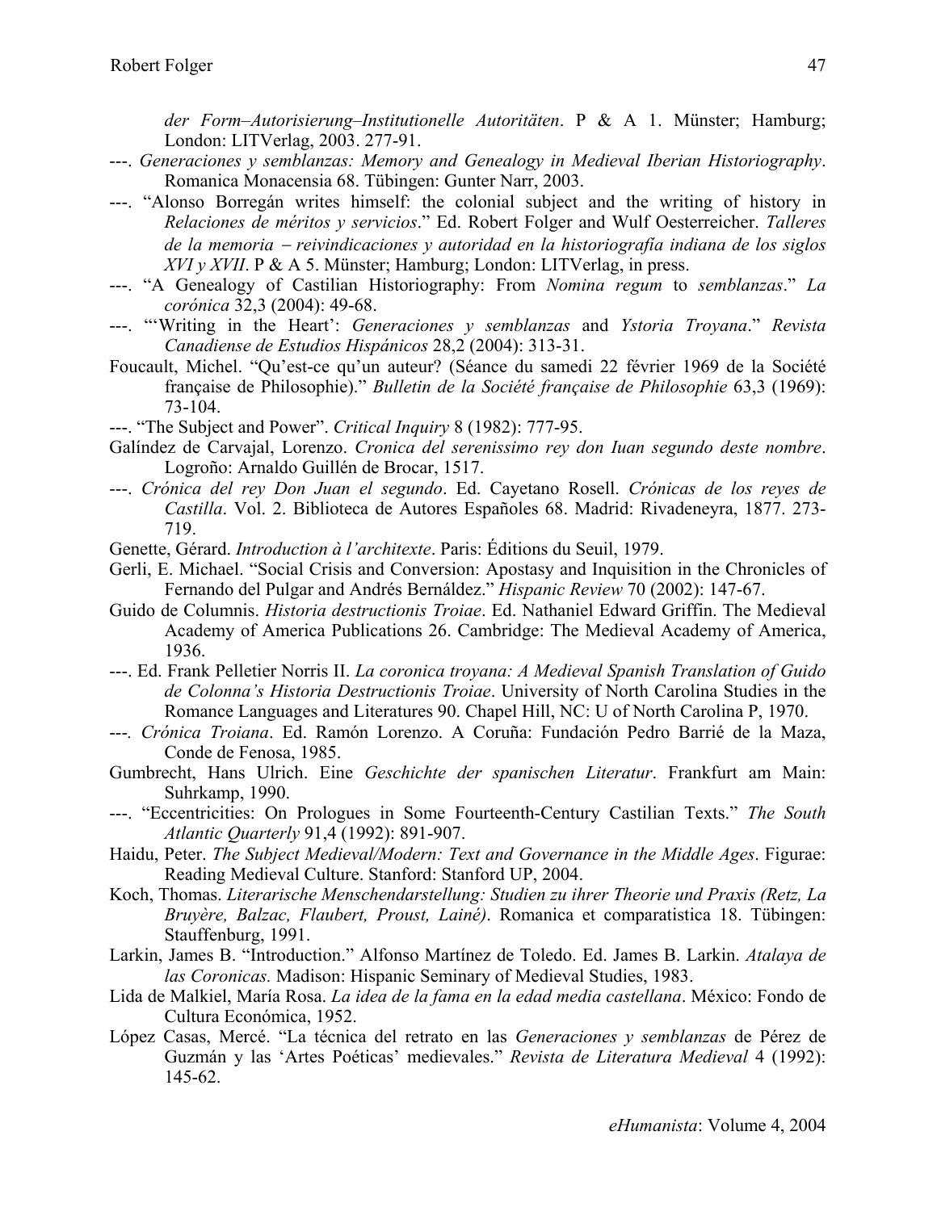*der Form–Autorisierung–Institutionelle Autoritäten*. P & A 1. Münster; Hamburg; London: LITVerlag, 2003. 277-91.

---. *Generaciones y semblanzas: Memory and Genealogy in Medieval Iberian Historiography*. Romanica Monacensia 68. Tübingen: Gunter Narr, 2003.

---. "Alonso Borregán writes himself: the colonial subject and the writing of history in *Relaciones de méritos y servicios*." Ed. Robert Folger and Wulf Oesterreicher. *Talleres de la memoria – reivindicaciones y autoridad en la historiografía indiana de los siglos XVI y XVII*. P & A 5. Münster; Hamburg; London: LITVerlag, in press.

---. "A Genealogy of Castilian Historiography: From *Nomina regum* to *semblanzas*." *La corónica* 32,3 (2004): 49-68.

---. "'Writing in the Heart': *Generaciones y semblanzas* and *Ystoria Troyana*." *Revista Canadiense de Estudios Hispánicos* 28,2 (2004): 313-31.

Foucault, Michel. "Qu'est-ce qu'un auteur? (Séance du samedi 22 février 1969 de la Société française de Philosophie)." *Bulletin de la Société française de Philosophie* 63,3 (1969): 73-104.

---. "The Subject and Power". *Critical Inquiry* 8 (1982): 777-95.

Galíndez de Carvajal, Lorenzo. *Cronica del serenissimo rey don Iuan segundo deste nombre*. Logroño: Arnaldo Guillén de Brocar, 1517.

---. *Crónica del rey Don Juan el segundo*. Ed. Cayetano Rosell. *Crónicas de los reyes de Castilla*. Vol. 2. Biblioteca de Autores Españoles 68. Madrid: Rivadeneyra, 1877. 273-719.

Genette, Gérard. *Introduction à l'architexte*. Paris: Éditions du Seuil, 1979.

Gerli, E. Michael. "Social Crisis and Conversion: Apostasy and Inquisition in the Chronicles of Fernando del Pulgar and Andrés Bernáldez." *Hispanic Review* 70 (2002): 147-67.

Guido de Columnis. *Historia destructionis Troiae*. Ed. Nathaniel Edward Griffin. The Medieval Academy of America Publications 26. Cambridge: The Medieval Academy of America, 1936.

---. Ed. Frank Pelletier Norris II. *La coronica troyana: A Medieval Spanish Translation of Guido de Colonna's Historia Destructionis Troiae*. University of North Carolina Studies in the Romance Languages and Literatures 90. Chapel Hill, NC: U of North Carolina P, 1970.

---. *Crónica Troiana*. Ed. Ramón Lorenzo. A Coruña: Fundación Pedro Barrié de la Maza, Conde de Fenosa, 1985.

Gumbrecht, Hans Ulrich. Eine *Geschichte der spanischen Literatur*. Frankfurt am Main: Suhrkamp, 1990.

---. "Eccentricities: On Prologues in Some Fourteenth-Century Castilian Texts." *The South Atlantic Quarterly* 91,4 (1992): 891-907.

Haidu, Peter. *The Subject Medieval/Modern: Text and Governance in the Middle Ages*. Figurae: Reading Medieval Culture. Stanford: Stanford UP, 2004.

Koch, Thomas. *Literarische Menschendarstellung: Studien zu ihrer Theorie und Praxis (Retz, La Bruyère, Balzac, Flaubert, Proust, Lainé)*. Romanica et comparatistica 18. Tübingen: Stauffenburg, 1991.

Larkin, James B. "Introduction." Alfonso Martínez de Toledo. Ed. James B. Larkin. *Atalaya de las Coronicas.* Madison: Hispanic Seminary of Medieval Studies, 1983.

Lida de Malkiel, María Rosa. *La idea de la fama en la edad media castellana*. México: Fondo de Cultura Económica, 1952.

López Casas, Mercé. "La técnica del retrato en las *Generaciones y semblanzas* de Pérez de Guzmán y las 'Artes Poéticas' medievales." *Revista de Literatura Medieval* 4 (1992): 145-62.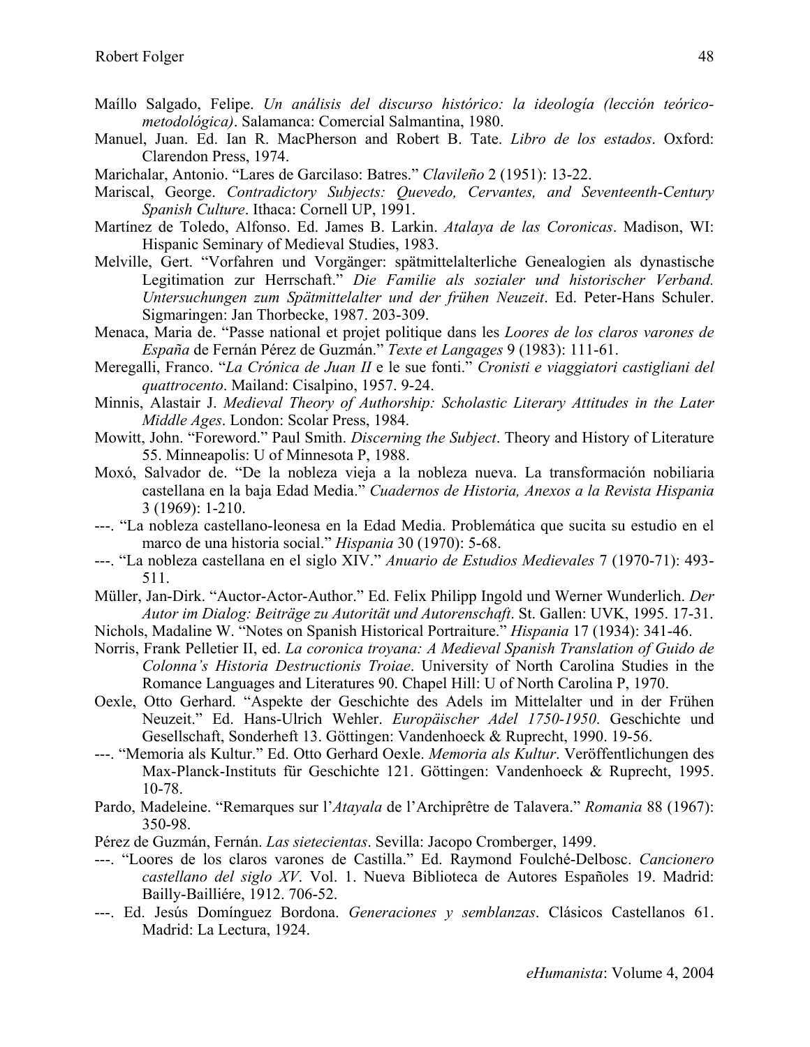Maíllo Salgado, Felipe. *Un análisis del discurso histórico: la ideología (lección teórico-metodológica)*. Salamanca: Comercial Salmantina, 1980.

Manuel, Juan. Ed. Ian R. MacPherson and Robert B. Tate. *Libro de los estados*. Oxford: Clarendon Press, 1974.

Marichalar, Antonio. "Lares de Garcilaso: Batres." *Clavileño* 2 (1951): 13-22.

Mariscal, George. *Contradictory Subjects: Quevedo, Cervantes, and Seventeenth-Century Spanish Culture*. Ithaca: Cornell UP, 1991.

Martínez de Toledo, Alfonso. Ed. James B. Larkin. *Atalaya de las Coronicas*. Madison, WI: Hispanic Seminary of Medieval Studies, 1983.

Melville, Gert. "Vorfahren und Vorgänger: spätmittelalterliche Genealogien als dynastische Legitimation zur Herrschaft." *Die Familie als sozialer und historischer Verband. Untersuchungen zum Spätmittelalter und der frühen Neuzeit*. Ed. Peter-Hans Schuler. Sigmaringen: Jan Thorbecke, 1987. 203-309.

Menaca, Maria de. "Passe national et projet politique dans les *Loores de los claros varones de España* de Fernán Pérez de Guzmán." *Texte et Langages* 9 (1983): 111-61.

Meregalli, Franco. "*La Crónica de Juan II* e le sue fonti." *Cronisti e viaggiatori castigliani del quattrocento*. Mailand: Cisalpino, 1957. 9-24.

Minnis, Alastair J. *Medieval Theory of Authorship: Scholastic Literary Attitudes in the Later Middle Ages*. London: Scolar Press, 1984.

Mowitt, John. "Foreword." Paul Smith. *Discerning the Subject*. Theory and History of Literature 55. Minneapolis: U of Minnesota P, 1988.

Moxó, Salvador de. "De la nobleza vieja a la nobleza nueva. La transformación nobiliaria castellana en la baja Edad Media." *Cuadernos de Historia, Anexos a la Revista Hispania* 3 (1969): 1-210.

---. "La nobleza castellano-leonesa en la Edad Media. Problemática que sucita su estudio en el marco de una historia social." *Hispania* 30 (1970): 5-68.

---. "La nobleza castellana en el siglo XIV." *Anuario de Estudios Medievales* 7 (1970-71): 493-511.

Müller, Jan-Dirk. "Auctor-Actor-Author." Ed. Felix Philipp Ingold und Werner Wunderlich. *Der Autor im Dialog: Beiträge zu Autorität und Autorenschaft*. St. Gallen: UVK, 1995. 17-31.

Nichols, Madaline W. "Notes on Spanish Historical Portraiture." *Hispania* 17 (1934): 341-46.

Norris, Frank Pelletier II, ed. *La coronica troyana: A Medieval Spanish Translation of Guido de Colonna's Historia Destructionis Troiae*. University of North Carolina Studies in the Romance Languages and Literatures 90. Chapel Hill: U of North Carolina P, 1970.

Oexle, Otto Gerhard. "Aspekte der Geschichte des Adels im Mittelalter und in der Frühen Neuzeit." Ed. Hans-Ulrich Wehler. *Europäischer Adel 1750-1950*. Geschichte und Gesellschaft, Sonderheft 13. Göttingen: Vandenhoeck & Ruprecht, 1990. 19-56.

---. "Memoria als Kultur." Ed. Otto Gerhard Oexle. *Memoria als Kultur*. Veröffentlichungen des Max-Planck-Instituts für Geschichte 121. Göttingen: Vandenhoeck & Ruprecht, 1995. 10-78.

Pardo, Madeleine. "Remarques sur l'*Atayala* de l'Archiprêtre de Talavera." *Romania* 88 (1967): 350-98.

Pérez de Guzmán, Fernán. *Las sietecientas*. Sevilla: Jacopo Cromberger, 1499.

---. "Loores de los claros varones de Castilla." Ed. Raymond Foulché-Delbosc. *Cancionero castellano del siglo XV*. Vol. 1. Nueva Biblioteca de Autores Españoles 19. Madrid: Bailly-Bailliére, 1912. 706-52.

---. Ed. Jesús Domínguez Bordona. *Generaciones y semblanzas*. Clásicos Castellanos 61. Madrid: La Lectura, 1924.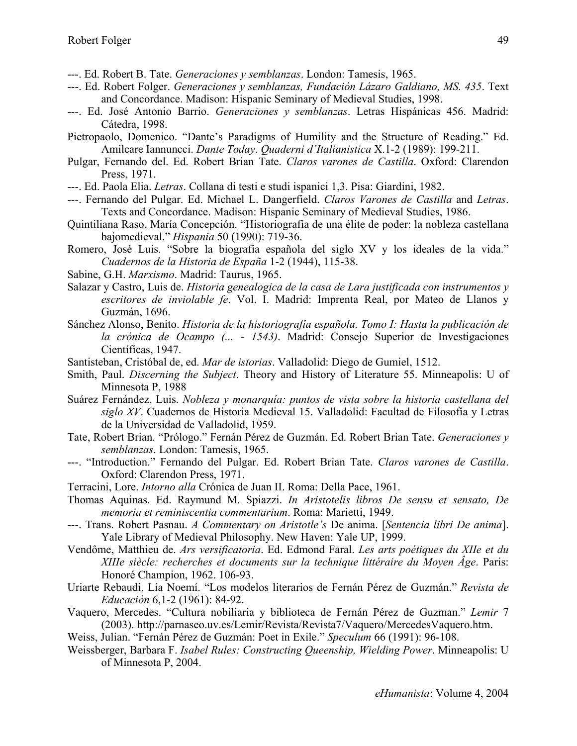---. Ed. Robert B. Tate. *Generaciones y semblanzas*. London: Tamesis, 1965.

---. Ed. Robert Folger. *Generaciones y semblanzas, Fundación Lázaro Galdiano, MS. 435*. Text and Concordance. Madison: Hispanic Seminary of Medieval Studies, 1998.

---. Ed. José Antonio Barrio. *Generaciones y semblanzas*. Letras Hispánicas 456. Madrid: Cátedra, 1998.

Pietropaolo, Domenico. "Dante's Paradigms of Humility and the Structure of Reading." Ed. Amilcare Iannuncci. *Dante Today*. *Quaderni d'Italianistica* X.1-2 (1989): 199-211.

Pulgar, Fernando del. Ed. Robert Brian Tate. *Claros varones de Castilla*. Oxford: Clarendon Press, 1971.

---. Ed. Paola Elia. *Letras*. Collana di testi e studi ispanici 1,3. Pisa: Giardini, 1982.

---. Fernando del Pulgar. Ed. Michael L. Dangerfield. *Claros Varones de Castilla* and *Letras*. Texts and Concordance. Madison: Hispanic Seminary of Medieval Studies, 1986.

Quintiliana Raso, María Concepción. "Historiografía de una élite de poder: la nobleza castellana bajomedieval." *Hispania* 50 (1990): 719-36.

Romero, José Luis. "Sobre la biografía española del siglo XV y los ideales de la vida." *Cuadernos de la Historia de España* 1-2 (1944), 115-38.

Sabine, G.H. *Marxismo*. Madrid: Taurus, 1965.

Salazar y Castro, Luis de. *Historia genealogica de la casa de Lara justificada con instrumentos y escritores de inviolable fe*. Vol. I. Madrid: Imprenta Real, por Mateo de Llanos y Guzmán, 1696.

Sánchez Alonso, Benito. *Historia de la historiografía española. Tomo I: Hasta la publicación de la crónica de Ocampo (... - 1543)*. Madrid: Consejo Superior de Investigaciones Científicas, 1947.

Santisteban, Cristóbal de, ed. *Mar de istorias*. Valladolid: Diego de Gumiel, 1512.

Smith, Paul. *Discerning the Subject*. Theory and History of Literature 55. Minneapolis: U of Minnesota P, 1988

Suárez Fernández, Luis. *Nobleza y monarquía: puntos de vista sobre la historia castellana del siglo XV*. Cuadernos de Historia Medieval 15. Valladolid: Facultad de Filosofía y Letras de la Universidad de Valladolid, 1959.

Tate, Robert Brian. "Prólogo." Fernán Pérez de Guzmán. Ed. Robert Brian Tate. *Generaciones y semblanzas*. London: Tamesis, 1965.

---. "Introduction." Fernando del Pulgar. Ed. Robert Brian Tate. *Claros varones de Castilla*. Oxford: Clarendon Press, 1971.

Terracini, Lore. *Intorno alla* Crónica de Juan II. Roma: Della Pace, 1961.

Thomas Aquinas. Ed. Raymund M. Spiazzi. *In Aristotelis libros De sensu et sensato, De memoria et reminiscentia commentarium*. Roma: Marietti, 1949.

---. Trans. Robert Pasnau. *A Commentary on Aristotle's* De anima. [*Sentencia libri De anima*]. Yale Library of Medieval Philosophy. New Haven: Yale UP, 1999.

Vendôme, Matthieu de. *Ars versificatoria*. Ed. Edmond Faral. *Les arts poétiques du XIIe et du XIIIe siècle: recherches et documents sur la technique littéraire du Moyen Âge*. Paris: Honoré Champion, 1962. 106-93.

Uriarte Rebaudi, Lía Noemí. "Los modelos literarios de Fernán Pérez de Guzmán." *Revista de Educación* 6,1-2 (1961): 84-92.

Vaquero, Mercedes. "Cultura nobiliaria y biblioteca de Fernán Pérez de Guzman." *Lemir* 7 (2003). http://parnaseo.uv.es/Lemir/Revista/Revista7/Vaquero/MercedesVaquero.htm.

Weiss, Julian. "Fernán Pérez de Guzmán: Poet in Exile." *Speculum* 66 (1991): 96-108.

Weissberger, Barbara F. *Isabel Rules: Constructing Queenship, Wielding Power*. Minneapolis: U of Minnesota P, 2004.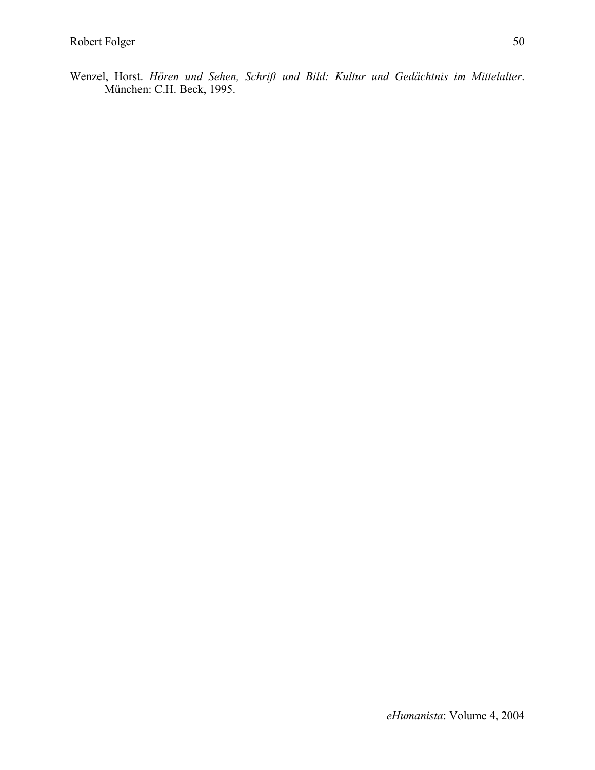Wenzel, Horst. *Hören und Sehen, Schrift und Bild: Kultur und Gedächtnis im Mittelalter*. München: C.H. Beck, 1995.